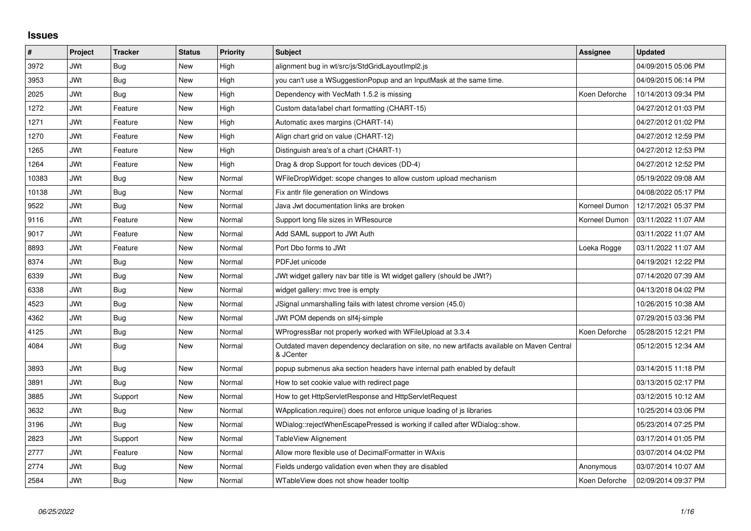## Issues

| # | Project | Tracker | Status | Priority | Subject | Assignee | Updated |
|---|---|---|---|---|---|---|---|
| 3972 | JWt | Bug | New | High | alignment bug in wt/src/js/StdGridLayoutImpl2.js | | 04/09/2015 05:06 PM |
| 3953 | JWt | Bug | New | High | you can't use a WSuggestionPopup and an InputMask at the same time. | | 04/09/2015 06:14 PM |
| 2025 | JWt | Bug | New | High | Dependency with VecMath 1.5.2 is missing | Koen Deforche | 10/14/2013 09:34 PM |
| 1272 | JWt | Feature | New | High | Custom data/label chart formatting (CHART-15) | | 04/27/2012 01:03 PM |
| 1271 | JWt | Feature | New | High | Automatic axes margins (CHART-14) | | 04/27/2012 01:02 PM |
| 1270 | JWt | Feature | New | High | Align chart grid on value (CHART-12) | | 04/27/2012 12:59 PM |
| 1265 | JWt | Feature | New | High | Distinguish area's of a chart (CHART-1) | | 04/27/2012 12:53 PM |
| 1264 | JWt | Feature | New | High | Drag & drop Support for touch devices (DD-4) | | 04/27/2012 12:52 PM |
| 10383 | JWt | Bug | New | Normal | WFileDropWidget: scope changes to allow custom upload mechanism | | 05/19/2022 09:08 AM |
| 10138 | JWt | Bug | New | Normal | Fix antlr file generation on Windows | | 04/08/2022 05:17 PM |
| 9522 | JWt | Bug | New | Normal | Java Jwt documentation links are broken | Korneel Dumon | 12/17/2021 05:37 PM |
| 9116 | JWt | Feature | New | Normal | Support long file sizes in WResource | Korneel Dumon | 03/11/2022 11:07 AM |
| 9017 | JWt | Feature | New | Normal | Add SAML support to JWt Auth | | 03/11/2022 11:07 AM |
| 8893 | JWt | Feature | New | Normal | Port Dbo forms to JWt | Loeka Rogge | 03/11/2022 11:07 AM |
| 8374 | JWt | Bug | New | Normal | PDFJet unicode | | 04/19/2021 12:22 PM |
| 6339 | JWt | Bug | New | Normal | JWt widget gallery nav bar title is Wt widget gallery (should be JWt?) | | 07/14/2020 07:39 AM |
| 6338 | JWt | Bug | New | Normal | widget gallery: mvc tree is empty | | 04/13/2018 04:02 PM |
| 4523 | JWt | Bug | New | Normal | JSignal unmarshalling fails with latest chrome version (45.0) | | 10/26/2015 10:38 AM |
| 4362 | JWt | Bug | New | Normal | JWt POM depends on slf4j-simple | | 07/29/2015 03:36 PM |
| 4125 | JWt | Bug | New | Normal | WProgressBar not properly worked with WFileUpload at 3.3.4 | Koen Deforche | 05/28/2015 12:21 PM |
| 4084 | JWt | Bug | New | Normal | Outdated maven dependency declaration on site, no new artifacts available on Maven Central & JCenter | | 05/12/2015 12:34 AM |
| 3893 | JWt | Bug | New | Normal | popup submenus aka section headers have internal path enabled by default | | 03/14/2015 11:18 PM |
| 3891 | JWt | Bug | New | Normal | How to set cookie value with redirect page | | 03/13/2015 02:17 PM |
| 3885 | JWt | Support | New | Normal | How to get HttpServletResponse and HttpServletRequest | | 03/12/2015 10:12 AM |
| 3632 | JWt | Bug | New | Normal | WApplication.require() does not enforce unique loading of js libraries | | 10/25/2014 03:06 PM |
| 3196 | JWt | Bug | New | Normal | WDialog::rejectWhenEscapePressed is working if called after WDialog::show. | | 05/23/2014 07:25 PM |
| 2823 | JWt | Support | New | Normal | TableView Alignement | | 03/17/2014 01:05 PM |
| 2777 | JWt | Feature | New | Normal | Allow more flexible use of DecimalFormatter in WAxis | | 03/07/2014 04:02 PM |
| 2774 | JWt | Bug | New | Normal | Fields undergo validation even when they are disabled | Anonymous | 03/07/2014 10:07 AM |
| 2584 | JWt | Bug | New | Normal | WTableView does not show header tooltip | Koen Deforche | 02/09/2014 09:37 PM |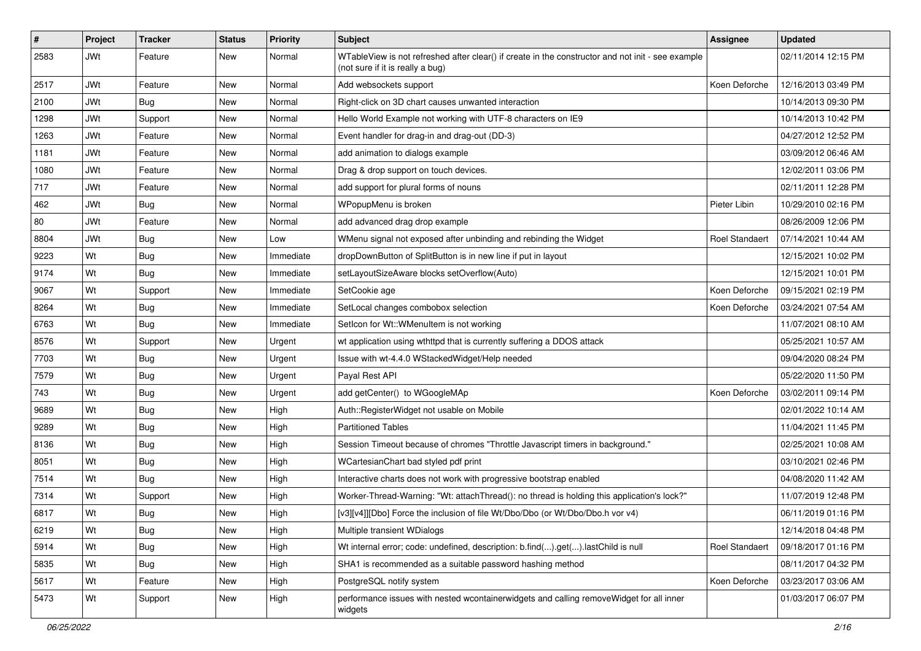| # | Project | Tracker | Status | Priority | Subject | Assignee | Updated |
|---|---|---|---|---|---|---|---|
| 2583 | JWt | Feature | New | Normal | WTableView is not refreshed after clear() if create in the constructor and not init - see example (not sure if it is really a bug) | | 02/11/2014 12:15 PM |
| 2517 | JWt | Feature | New | Normal | Add websockets support | Koen Deforche | 12/16/2013 03:49 PM |
| 2100 | JWt | Bug | New | Normal | Right-click on 3D chart causes unwanted interaction | | 10/14/2013 09:30 PM |
| 1298 | JWt | Support | New | Normal | Hello World Example not working with UTF-8 characters on IE9 | | 10/14/2013 10:42 PM |
| 1263 | JWt | Feature | New | Normal | Event handler for drag-in and drag-out (DD-3) | | 04/27/2012 12:52 PM |
| 1181 | JWt | Feature | New | Normal | add animation to dialogs example | | 03/09/2012 06:46 AM |
| 1080 | JWt | Feature | New | Normal | Drag & drop support on touch devices. | | 12/02/2011 03:06 PM |
| 717 | JWt | Feature | New | Normal | add support for plural forms of nouns | | 02/11/2011 12:28 PM |
| 462 | JWt | Bug | New | Normal | WPopupMenu is broken | Pieter Libin | 10/29/2010 02:16 PM |
| 80 | JWt | Feature | New | Normal | add advanced drag drop example | | 08/26/2009 12:06 PM |
| 8804 | JWt | Bug | New | Low | WMenu signal not exposed after unbinding and rebinding the Widget | Roel Standaert | 07/14/2021 10:44 AM |
| 9223 | Wt | Bug | New | Immediate | dropDownButton of SplitButton is in new line if put in layout | | 12/15/2021 10:02 PM |
| 9174 | Wt | Bug | New | Immediate | setLayoutSizeAware blocks setOverflow(Auto) | | 12/15/2021 10:01 PM |
| 9067 | Wt | Support | New | Immediate | SetCookie age | Koen Deforche | 09/15/2021 02:19 PM |
| 8264 | Wt | Bug | New | Immediate | SetLocal changes combobox selection | Koen Deforche | 03/24/2021 07:54 AM |
| 6763 | Wt | Bug | New | Immediate | SetIcon for Wt::WMenuItem is not working | | 11/07/2021 08:10 AM |
| 8576 | Wt | Support | New | Urgent | wt application using wthttpd that is currently suffering a DDOS attack | | 05/25/2021 10:57 AM |
| 7703 | Wt | Bug | New | Urgent | Issue with wt-4.4.0 WStackedWidget/Help needed | | 09/04/2020 08:24 PM |
| 7579 | Wt | Bug | New | Urgent | Payal Rest API | | 05/22/2020 11:50 PM |
| 743 | Wt | Bug | New | Urgent | add getCenter() to WGoogleMAp | Koen Deforche | 03/02/2011 09:14 PM |
| 9689 | Wt | Bug | New | High | Auth::RegisterWidget not usable on Mobile | | 02/01/2022 10:14 AM |
| 9289 | Wt | Bug | New | High | Partitioned Tables | | 11/04/2021 11:45 PM |
| 8136 | Wt | Bug | New | High | Session Timeout because of chromes "Throttle Javascript timers in background." | | 02/25/2021 10:08 AM |
| 8051 | Wt | Bug | New | High | WCartesianChart bad styled pdf print | | 03/10/2021 02:46 PM |
| 7514 | Wt | Bug | New | High | Interactive charts does not work with progressive bootstrap enabled | | 04/08/2020 11:42 AM |
| 7314 | Wt | Support | New | High | Worker-Thread-Warning: "Wt: attachThread(): no thread is holding this application's lock?" | | 11/07/2019 12:48 PM |
| 6817 | Wt | Bug | New | High | [v3][v4]][Dbo] Force the inclusion of file Wt/Dbo/Dbo (or Wt/Dbo/Dbo.h vor v4) | | 06/11/2019 01:16 PM |
| 6219 | Wt | Bug | New | High | Multiple transient WDialogs | | 12/14/2018 04:48 PM |
| 5914 | Wt | Bug | New | High | Wt internal error; code: undefined, description: b.find(...).get(...).lastChild is null | Roel Standaert | 09/18/2017 01:16 PM |
| 5835 | Wt | Bug | New | High | SHA1 is recommended as a suitable password hashing method | | 08/11/2017 04:32 PM |
| 5617 | Wt | Feature | New | High | PostgreSQL notify system | Koen Deforche | 03/23/2017 03:06 AM |
| 5473 | Wt | Support | New | High | performance issues with nested wcontainerwidgets and calling removeWidget for all inner widgets | | 01/03/2017 06:07 PM |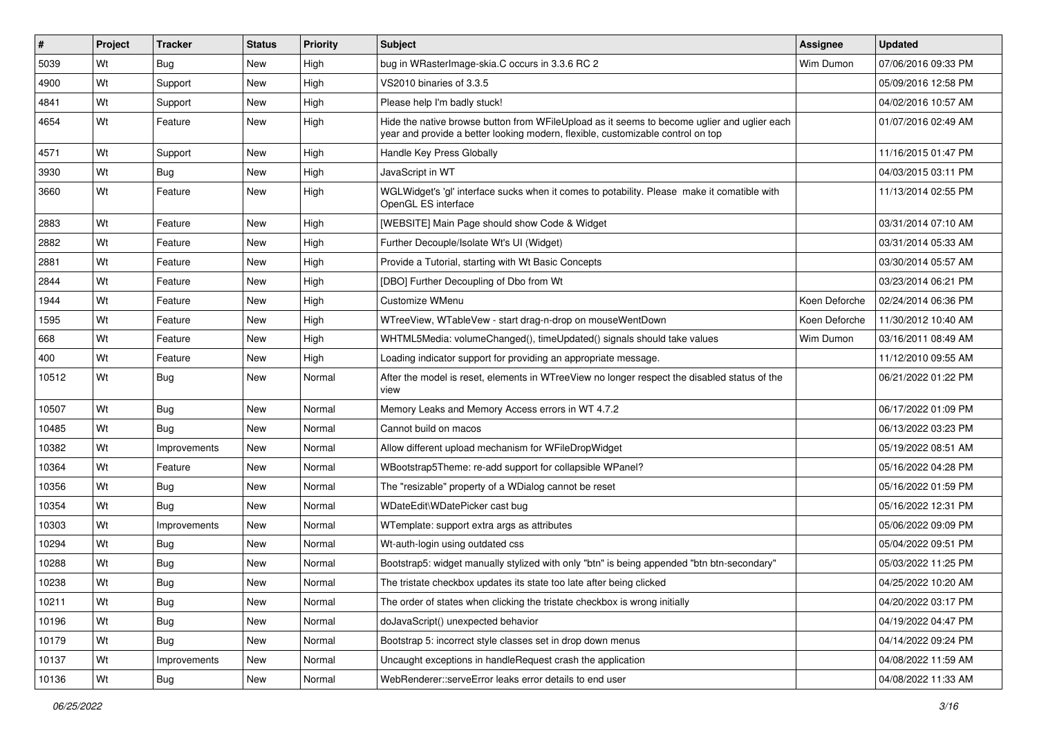| # | Project | Tracker | Status | Priority | Subject | Assignee | Updated |
|---|---|---|---|---|---|---|---|
| 5039 | Wt | Bug | New | High | bug in WRasterImage-skia.C occurs in 3.3.6 RC 2 | Wim Dumon | 07/06/2016 09:33 PM |
| 4900 | Wt | Support | New | High | VS2010 binaries of 3.3.5 | | 05/09/2016 12:58 PM |
| 4841 | Wt | Support | New | High | Please help I'm badly stuck! | | 04/02/2016 10:57 AM |
| 4654 | Wt | Feature | New | High | Hide the native browse button from WFileUpload as it seems to become uglier and uglier each year and provide a better looking modern, flexible, customizable control on top | | 01/07/2016 02:49 AM |
| 4571 | Wt | Support | New | High | Handle Key Press Globally | | 11/16/2015 01:47 PM |
| 3930 | Wt | Bug | New | High | JavaScript in WT | | 04/03/2015 03:11 PM |
| 3660 | Wt | Feature | New | High | WGLWidget's 'gl' interface sucks when it comes to potability. Please make it comatible with OpenGL ES interface | | 11/13/2014 02:55 PM |
| 2883 | Wt | Feature | New | High | [WEBSITE] Main Page should show Code & Widget | | 03/31/2014 07:10 AM |
| 2882 | Wt | Feature | New | High | Further Decouple/Isolate Wt's UI (Widget) | | 03/31/2014 05:33 AM |
| 2881 | Wt | Feature | New | High | Provide a Tutorial, starting with Wt Basic Concepts | | 03/30/2014 05:57 AM |
| 2844 | Wt | Feature | New | High | [DBO] Further Decoupling of Dbo from Wt | | 03/23/2014 06:21 PM |
| 1944 | Wt | Feature | New | High | Customize WMenu | Koen Deforche | 02/24/2014 06:36 PM |
| 1595 | Wt | Feature | New | High | WTreeView, WTableVew - start drag-n-drop on mouseWentDown | Koen Deforche | 11/30/2012 10:40 AM |
| 668 | Wt | Feature | New | High | WHTML5Media: volumeChanged(), timeUpdated() signals should take values | Wim Dumon | 03/16/2011 08:49 AM |
| 400 | Wt | Feature | New | High | Loading indicator support for providing an appropriate message. | | 11/12/2010 09:55 AM |
| 10512 | Wt | Bug | New | Normal | After the model is reset, elements in WTreeView no longer respect the disabled status of the view | | 06/21/2022 01:22 PM |
| 10507 | Wt | Bug | New | Normal | Memory Leaks and Memory Access errors in WT 4.7.2 | | 06/17/2022 01:09 PM |
| 10485 | Wt | Bug | New | Normal | Cannot build on macos | | 06/13/2022 03:23 PM |
| 10382 | Wt | Improvements | New | Normal | Allow different upload mechanism for WFileDropWidget | | 05/19/2022 08:51 AM |
| 10364 | Wt | Feature | New | Normal | WBootstrap5Theme: re-add support for collapsible WPanel? | | 05/16/2022 04:28 PM |
| 10356 | Wt | Bug | New | Normal | The "resizable" property of a WDialog cannot be reset | | 05/16/2022 01:59 PM |
| 10354 | Wt | Bug | New | Normal | WDateEdit\WDatePicker cast bug | | 05/16/2022 12:31 PM |
| 10303 | Wt | Improvements | New | Normal | WTemplate: support extra args as attributes | | 05/06/2022 09:09 PM |
| 10294 | Wt | Bug | New | Normal | Wt-auth-login using outdated css | | 05/04/2022 09:51 PM |
| 10288 | Wt | Bug | New | Normal | Bootstrap5: widget manually stylized with only "btn" is being appended "btn btn-secondary" | | 05/03/2022 11:25 PM |
| 10238 | Wt | Bug | New | Normal | The tristate checkbox updates its state too late after being clicked | | 04/25/2022 10:20 AM |
| 10211 | Wt | Bug | New | Normal | The order of states when clicking the tristate checkbox is wrong initially | | 04/20/2022 03:17 PM |
| 10196 | Wt | Bug | New | Normal | doJavaScript() unexpected behavior | | 04/19/2022 04:47 PM |
| 10179 | Wt | Bug | New | Normal | Bootstrap 5: incorrect style classes set in drop down menus | | 04/14/2022 09:24 PM |
| 10137 | Wt | Improvements | New | Normal | Uncaught exceptions in handleRequest crash the application | | 04/08/2022 11:59 AM |
| 10136 | Wt | Bug | New | Normal | WebRenderer::serveError leaks error details to end user | | 04/08/2022 11:33 AM |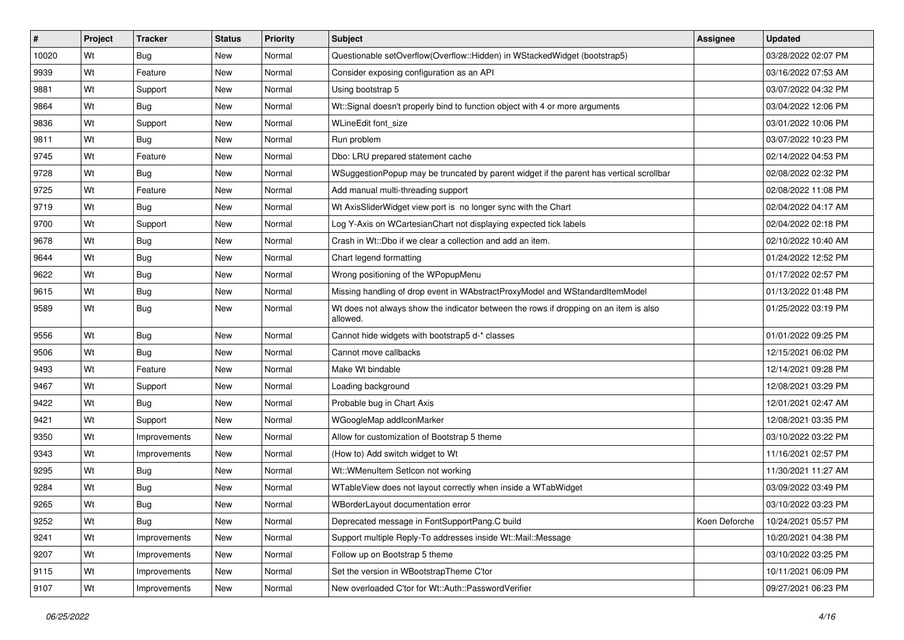| # | Project | Tracker | Status | Priority | Subject | Assignee | Updated |
|---|---|---|---|---|---|---|---|
| 10020 | Wt | Bug | New | Normal | Questionable setOverflow(Overflow::Hidden) in WStackedWidget (bootstrap5) | | 03/28/2022 02:07 PM |
| 9939 | Wt | Feature | New | Normal | Consider exposing configuration as an API | | 03/16/2022 07:53 AM |
| 9881 | Wt | Support | New | Normal | Using bootstrap 5 | | 03/07/2022 04:32 PM |
| 9864 | Wt | Bug | New | Normal | Wt::Signal doesn't properly bind to function object with 4 or more arguments | | 03/04/2022 12:06 PM |
| 9836 | Wt | Support | New | Normal | WLineEdit font_size | | 03/01/2022 10:06 PM |
| 9811 | Wt | Bug | New | Normal | Run problem | | 03/07/2022 10:23 PM |
| 9745 | Wt | Feature | New | Normal | Dbo: LRU prepared statement cache | | 02/14/2022 04:53 PM |
| 9728 | Wt | Bug | New | Normal | WSuggestionPopup may be truncated by parent widget if the parent has vertical scrollbar | | 02/08/2022 02:32 PM |
| 9725 | Wt | Feature | New | Normal | Add manual multi-threading support | | 02/08/2022 11:08 PM |
| 9719 | Wt | Bug | New | Normal | Wt AxisSliderWidget view port is no longer sync with the Chart | | 02/04/2022 04:17 AM |
| 9700 | Wt | Support | New | Normal | Log Y-Axis on WCartesianChart not displaying expected tick labels | | 02/04/2022 02:18 PM |
| 9678 | Wt | Bug | New | Normal | Crash in Wt::Dbo if we clear a collection and add an item. | | 02/10/2022 10:40 AM |
| 9644 | Wt | Bug | New | Normal | Chart legend formatting | | 01/24/2022 12:52 PM |
| 9622 | Wt | Bug | New | Normal | Wrong positioning of the WPopupMenu | | 01/17/2022 02:57 PM |
| 9615 | Wt | Bug | New | Normal | Missing handling of drop event in WAbstractProxyModel and WStandardItemModel | | 01/13/2022 01:48 PM |
| 9589 | Wt | Bug | New | Normal | Wt does not always show the indicator between the rows if dropping on an item is also allowed. | | 01/25/2022 03:19 PM |
| 9556 | Wt | Bug | New | Normal | Cannot hide widgets with bootstrap5 d-* classes | | 01/01/2022 09:25 PM |
| 9506 | Wt | Bug | New | Normal | Cannot move callbacks | | 12/15/2021 06:02 PM |
| 9493 | Wt | Feature | New | Normal | Make Wt bindable | | 12/14/2021 09:28 PM |
| 9467 | Wt | Support | New | Normal | Loading background | | 12/08/2021 03:29 PM |
| 9422 | Wt | Bug | New | Normal | Probable bug in Chart Axis | | 12/01/2021 02:47 AM |
| 9421 | Wt | Support | New | Normal | WGoogleMap addIconMarker | | 12/08/2021 03:35 PM |
| 9350 | Wt | Improvements | New | Normal | Allow for customization of Bootstrap 5 theme | | 03/10/2022 03:22 PM |
| 9343 | Wt | Improvements | New | Normal | (How to) Add switch widget to Wt | | 11/16/2021 02:57 PM |
| 9295 | Wt | Bug | New | Normal | Wt::WMenuItem SetIcon not working | | 11/30/2021 11:27 AM |
| 9284 | Wt | Bug | New | Normal | WTableView does not layout correctly when inside a WTabWidget | | 03/09/2022 03:49 PM |
| 9265 | Wt | Bug | New | Normal | WBorderLayout documentation error | | 03/10/2022 03:23 PM |
| 9252 | Wt | Bug | New | Normal | Deprecated message in FontSupportPang.C build | Koen Deforche | 10/24/2021 05:57 PM |
| 9241 | Wt | Improvements | New | Normal | Support multiple Reply-To addresses inside Wt::Mail::Message | | 10/20/2021 04:38 PM |
| 9207 | Wt | Improvements | New | Normal | Follow up on Bootstrap 5 theme | | 03/10/2022 03:25 PM |
| 9115 | Wt | Improvements | New | Normal | Set the version in WBootstrapTheme C'tor | | 10/11/2021 06:09 PM |
| 9107 | Wt | Improvements | New | Normal | New overloaded C'tor for Wt::Auth::PasswordVerifier | | 09/27/2021 06:23 PM |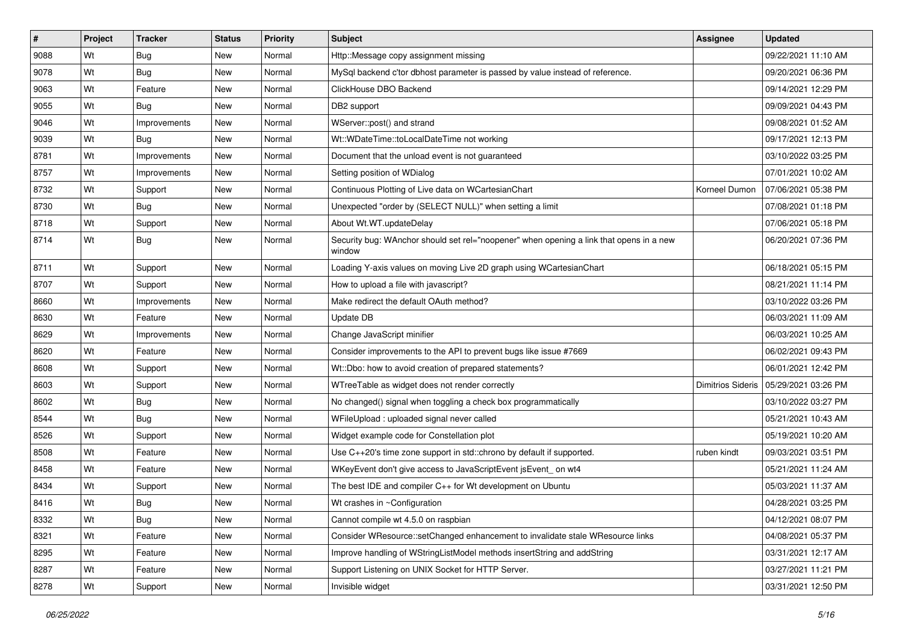| # | Project | Tracker | Status | Priority | Subject | Assignee | Updated |
|---|---|---|---|---|---|---|---|
| 9088 | Wt | Bug | New | Normal | Http::Message copy assignment missing | | 09/22/2021 11:10 AM |
| 9078 | Wt | Bug | New | Normal | MySql backend c'tor dbhost parameter is passed by value instead of reference. | | 09/20/2021 06:36 PM |
| 9063 | Wt | Feature | New | Normal | ClickHouse DBO Backend | | 09/14/2021 12:29 PM |
| 9055 | Wt | Bug | New | Normal | DB2 support | | 09/09/2021 04:43 PM |
| 9046 | Wt | Improvements | New | Normal | WServer::post() and strand | | 09/08/2021 01:52 AM |
| 9039 | Wt | Bug | New | Normal | Wt::WDateTime::toLocalDateTime not working | | 09/17/2021 12:13 PM |
| 8781 | Wt | Improvements | New | Normal | Document that the unload event is not guaranteed | | 03/10/2022 03:25 PM |
| 8757 | Wt | Improvements | New | Normal | Setting position of WDialog | | 07/01/2021 10:02 AM |
| 8732 | Wt | Support | New | Normal | Continuous Plotting of Live data on WCartesianChart | Korneel Dumon | 07/06/2021 05:38 PM |
| 8730 | Wt | Bug | New | Normal | Unexpected "order by (SELECT NULL)" when setting a limit | | 07/08/2021 01:18 PM |
| 8718 | Wt | Support | New | Normal | About Wt.WT.updateDelay | | 07/06/2021 05:18 PM |
| 8714 | Wt | Bug | New | Normal | Security bug: WAnchor should set rel="noopener" when opening a link that opens in a new window | | 06/20/2021 07:36 PM |
| 8711 | Wt | Support | New | Normal | Loading Y-axis values on moving Live 2D graph using WCartesianChart | | 06/18/2021 05:15 PM |
| 8707 | Wt | Support | New | Normal | How to upload a file with javascript? | | 08/21/2021 11:14 PM |
| 8660 | Wt | Improvements | New | Normal | Make redirect the default OAuth method? | | 03/10/2022 03:26 PM |
| 8630 | Wt | Feature | New | Normal | Update DB | | 06/03/2021 11:09 AM |
| 8629 | Wt | Improvements | New | Normal | Change JavaScript minifier | | 06/03/2021 10:25 AM |
| 8620 | Wt | Feature | New | Normal | Consider improvements to the API to prevent bugs like issue #7669 | | 06/02/2021 09:43 PM |
| 8608 | Wt | Support | New | Normal | Wt::Dbo: how to avoid creation of prepared statements? | | 06/01/2021 12:42 PM |
| 8603 | Wt | Support | New | Normal | WTreeTable as widget does not render correctly | Dimitrios Sideris | 05/29/2021 03:26 PM |
| 8602 | Wt | Bug | New | Normal | No changed() signal when toggling a check box programmatically | | 03/10/2022 03:27 PM |
| 8544 | Wt | Bug | New | Normal | WFileUpload : uploaded signal never called | | 05/21/2021 10:43 AM |
| 8526 | Wt | Support | New | Normal | Widget example code for Constellation plot | | 05/19/2021 10:20 AM |
| 8508 | Wt | Feature | New | Normal | Use C++20's time zone support in std::chrono by default if supported. | ruben kindt | 09/03/2021 03:51 PM |
| 8458 | Wt | Feature | New | Normal | WKeyEvent don't give access to JavaScriptEvent jsEvent_ on wt4 | | 05/21/2021 11:24 AM |
| 8434 | Wt | Support | New | Normal | The best IDE and compiler C++ for Wt development on Ubuntu | | 05/03/2021 11:37 AM |
| 8416 | Wt | Bug | New | Normal | Wt crashes in ~Configuration | | 04/28/2021 03:25 PM |
| 8332 | Wt | Bug | New | Normal | Cannot compile wt 4.5.0 on raspbian | | 04/12/2021 08:07 PM |
| 8321 | Wt | Feature | New | Normal | Consider WResource::setChanged enhancement to invalidate stale WResource links | | 04/08/2021 05:37 PM |
| 8295 | Wt | Feature | New | Normal | Improve handling of WStringListModel methods insertString and addString | | 03/31/2021 12:17 AM |
| 8287 | Wt | Feature | New | Normal | Support Listening on UNIX Socket for HTTP Server. | | 03/27/2021 11:21 PM |
| 8278 | Wt | Support | New | Normal | Invisible widget | | 03/31/2021 12:50 PM |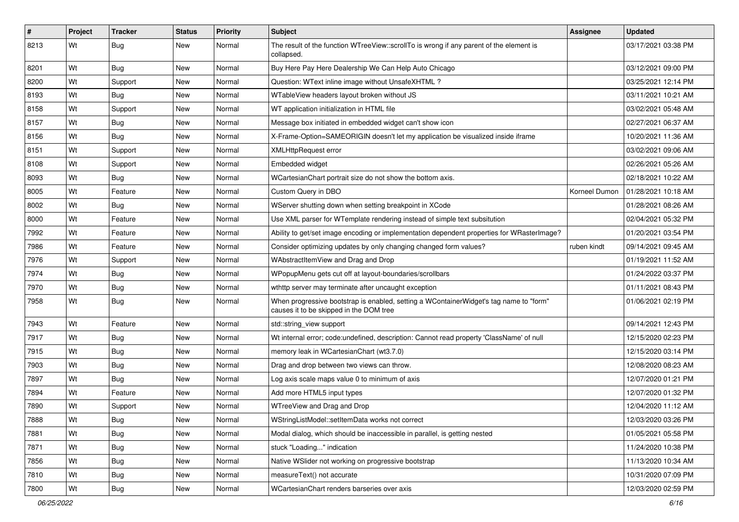| # | Project | Tracker | Status | Priority | Subject | Assignee | Updated |
| --- | --- | --- | --- | --- | --- | --- | --- |
| 8213 | Wt | Bug | New | Normal | The result of the function WTreeView::scrollTo is wrong if any parent of the element is collapsed. | | 03/17/2021 03:38 PM |
| 8201 | Wt | Bug | New | Normal | Buy Here Pay Here Dealership We Can Help Auto Chicago | | 03/12/2021 09:00 PM |
| 8200 | Wt | Support | New | Normal | Question: WText inline image without UnsafeXHTML ? | | 03/25/2021 12:14 PM |
| 8193 | Wt | Bug | New | Normal | WTableView headers layout broken without JS | | 03/11/2021 10:21 AM |
| 8158 | Wt | Support | New | Normal | WT application initialization in HTML file | | 03/02/2021 05:48 AM |
| 8157 | Wt | Bug | New | Normal | Message box initiated in embedded widget can't show icon | | 02/27/2021 06:37 AM |
| 8156 | Wt | Bug | New | Normal | X-Frame-Option=SAMEORIGIN doesn't let my application be visualized inside iframe | | 10/20/2021 11:36 AM |
| 8151 | Wt | Support | New | Normal | XMLHttpRequest error | | 03/02/2021 09:06 AM |
| 8108 | Wt | Support | New | Normal | Embedded widget | | 02/26/2021 05:26 AM |
| 8093 | Wt | Bug | New | Normal | WCartesianChart portrait size do not show the bottom axis. | | 02/18/2021 10:22 AM |
| 8005 | Wt | Feature | New | Normal | Custom Query in DBO | Korneel Dumon | 01/28/2021 10:18 AM |
| 8002 | Wt | Bug | New | Normal | WServer shutting down when setting breakpoint in XCode | | 01/28/2021 08:26 AM |
| 8000 | Wt | Feature | New | Normal | Use XML parser for WTemplate rendering instead of simple text subsitution | | 02/04/2021 05:32 PM |
| 7992 | Wt | Feature | New | Normal | Ability to get/set image encoding or implementation dependent properties for WRasterImage? | | 01/20/2021 03:54 PM |
| 7986 | Wt | Feature | New | Normal | Consider optimizing updates by only changing changed form values? | ruben kindt | 09/14/2021 09:45 AM |
| 7976 | Wt | Support | New | Normal | WAbstractItemView and Drag and Drop | | 01/19/2021 11:52 AM |
| 7974 | Wt | Bug | New | Normal | WPopupMenu gets cut off at layout-boundaries/scrollbars | | 01/24/2022 03:37 PM |
| 7970 | Wt | Bug | New | Normal | wthttp server may terminate after uncaught exception | | 01/11/2021 08:43 PM |
| 7958 | Wt | Bug | New | Normal | When progressive bootstrap is enabled, setting a WContainerWidget's tag name to "form" causes it to be skipped in the DOM tree | | 01/06/2021 02:19 PM |
| 7943 | Wt | Feature | New | Normal | std::string_view support | | 09/14/2021 12:43 PM |
| 7917 | Wt | Bug | New | Normal | Wt internal error; code:undefined, description: Cannot read property 'ClassName' of null | | 12/15/2020 02:23 PM |
| 7915 | Wt | Bug | New | Normal | memory leak in WCartesianChart (wt3.7.0) | | 12/15/2020 03:14 PM |
| 7903 | Wt | Bug | New | Normal | Drag and drop between two views can throw. | | 12/08/2020 08:23 AM |
| 7897 | Wt | Bug | New | Normal | Log axis scale maps value 0 to minimum of axis | | 12/07/2020 01:21 PM |
| 7894 | Wt | Feature | New | Normal | Add more HTML5 input types | | 12/07/2020 01:32 PM |
| 7890 | Wt | Support | New | Normal | WTreeView and Drag and Drop | | 12/04/2020 11:12 AM |
| 7888 | Wt | Bug | New | Normal | WStringListModel::setItemData works not correct | | 12/03/2020 03:26 PM |
| 7881 | Wt | Bug | New | Normal | Modal dialog, which should be inaccessible in parallel, is getting nested | | 01/05/2021 05:58 PM |
| 7871 | Wt | Bug | New | Normal | stuck "Loading..." indication | | 11/24/2020 10:38 PM |
| 7856 | Wt | Bug | New | Normal | Native WSlider not working on progressive bootstrap | | 11/13/2020 10:34 AM |
| 7810 | Wt | Bug | New | Normal | measureText() not accurate | | 10/31/2020 07:09 PM |
| 7800 | Wt | Bug | New | Normal | WCartesianChart renders barseries over axis | | 12/03/2020 02:59 PM |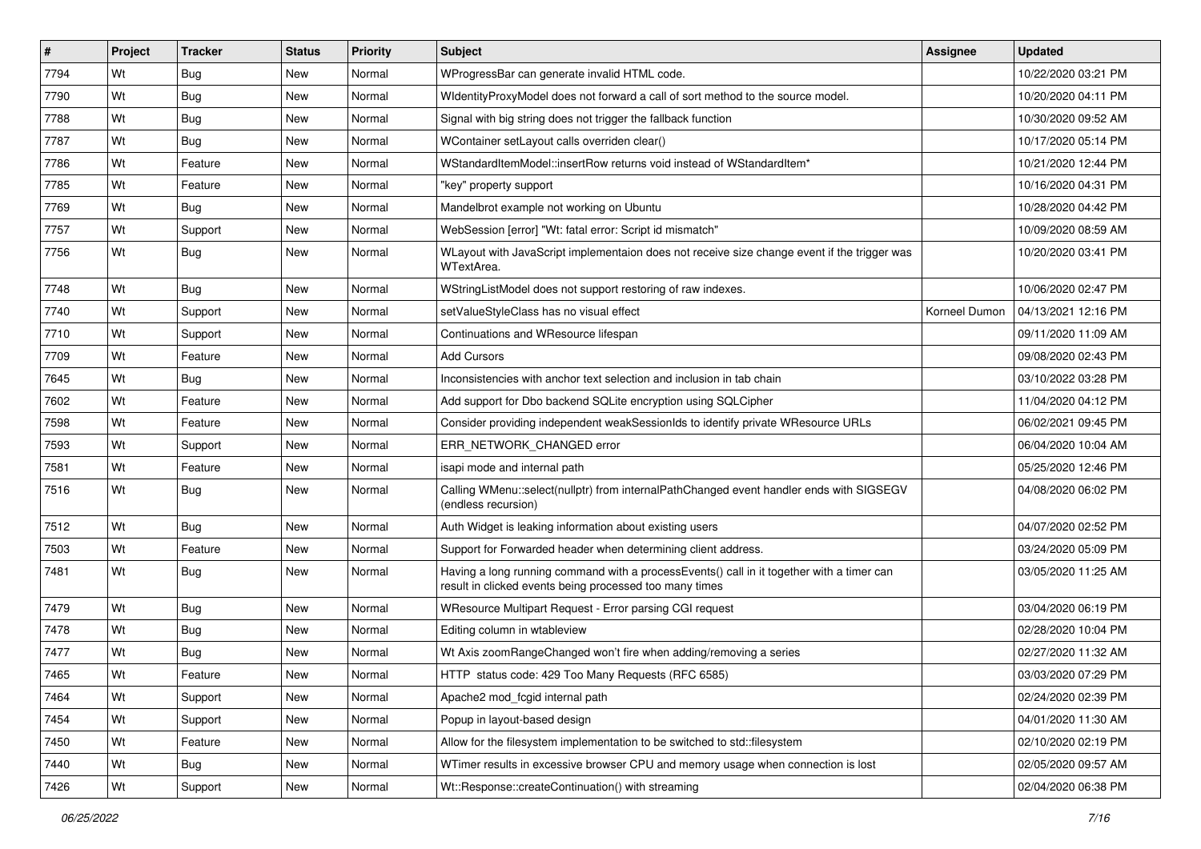| # | Project | Tracker | Status | Priority | Subject | Assignee | Updated |
|---|---|---|---|---|---|---|---|
| 7794 | Wt | Bug | New | Normal | WProgressBar can generate invalid HTML code. | | 10/22/2020 03:21 PM |
| 7790 | Wt | Bug | New | Normal | WIdentityProxyModel does not forward a call of sort method to the source model. | | 10/20/2020 04:11 PM |
| 7788 | Wt | Bug | New | Normal | Signal with big string does not trigger the fallback function | | 10/30/2020 09:52 AM |
| 7787 | Wt | Bug | New | Normal | WContainer setLayout calls overriden clear() | | 10/17/2020 05:14 PM |
| 7786 | Wt | Feature | New | Normal | WStandardItemModel::insertRow returns void instead of WStandardItem* | | 10/21/2020 12:44 PM |
| 7785 | Wt | Feature | New | Normal | "key" property support | | 10/16/2020 04:31 PM |
| 7769 | Wt | Bug | New | Normal | Mandelbrot example not working on Ubuntu | | 10/28/2020 04:42 PM |
| 7757 | Wt | Support | New | Normal | WebSession [error] "Wt: fatal error: Script id mismatch" | | 10/09/2020 08:59 AM |
| 7756 | Wt | Bug | New | Normal | WLayout with JavaScript implementaion does not receive size change event if the trigger was WTextArea. | | 10/20/2020 03:41 PM |
| 7748 | Wt | Bug | New | Normal | WStringListModel does not support restoring of raw indexes. | | 10/06/2020 02:47 PM |
| 7740 | Wt | Support | New | Normal | setValueStyleClass has no visual effect | Korneel Dumon | 04/13/2021 12:16 PM |
| 7710 | Wt | Support | New | Normal | Continuations and WResource lifespan | | 09/11/2020 11:09 AM |
| 7709 | Wt | Feature | New | Normal | Add Cursors | | 09/08/2020 02:43 PM |
| 7645 | Wt | Bug | New | Normal | Inconsistencies with anchor text selection and inclusion in tab chain | | 03/10/2022 03:28 PM |
| 7602 | Wt | Feature | New | Normal | Add support for Dbo backend SQLite encryption using SQLCipher | | 11/04/2020 04:12 PM |
| 7598 | Wt | Feature | New | Normal | Consider providing independent weakSessionIds to identify private WResource URLs | | 06/02/2021 09:45 PM |
| 7593 | Wt | Support | New | Normal | ERR_NETWORK_CHANGED error | | 06/04/2020 10:04 AM |
| 7581 | Wt | Feature | New | Normal | isapi mode and internal path | | 05/25/2020 12:46 PM |
| 7516 | Wt | Bug | New | Normal | Calling WMenu::select(nullptr) from internalPathChanged event handler ends with SIGSEGV (endless recursion) | | 04/08/2020 06:02 PM |
| 7512 | Wt | Bug | New | Normal | Auth Widget is leaking information about existing users | | 04/07/2020 02:52 PM |
| 7503 | Wt | Feature | New | Normal | Support for Forwarded header when determining client address. | | 03/24/2020 05:09 PM |
| 7481 | Wt | Bug | New | Normal | Having a long running command with a processEvents() call in it together with a timer can result in clicked events being processed too many times | | 03/05/2020 11:25 AM |
| 7479 | Wt | Bug | New | Normal | WResource Multipart Request - Error parsing CGI request | | 03/04/2020 06:19 PM |
| 7478 | Wt | Bug | New | Normal | Editing column in wtableview | | 02/28/2020 10:04 PM |
| 7477 | Wt | Bug | New | Normal | Wt Axis zoomRangeChanged won't fire when adding/removing a series | | 02/27/2020 11:32 AM |
| 7465 | Wt | Feature | New | Normal | HTTP status code: 429 Too Many Requests (RFC 6585) | | 03/03/2020 07:29 PM |
| 7464 | Wt | Support | New | Normal | Apache2 mod_fcgid internal path | | 02/24/2020 02:39 PM |
| 7454 | Wt | Support | New | Normal | Popup in layout-based design | | 04/01/2020 11:30 AM |
| 7450 | Wt | Feature | New | Normal | Allow for the filesystem implementation to be switched to std::filesystem | | 02/10/2020 02:19 PM |
| 7440 | Wt | Bug | New | Normal | WTimer results in excessive browser CPU and memory usage when connection is lost | | 02/05/2020 09:57 AM |
| 7426 | Wt | Support | New | Normal | Wt::Response::createContinuation() with streaming | | 02/04/2020 06:38 PM |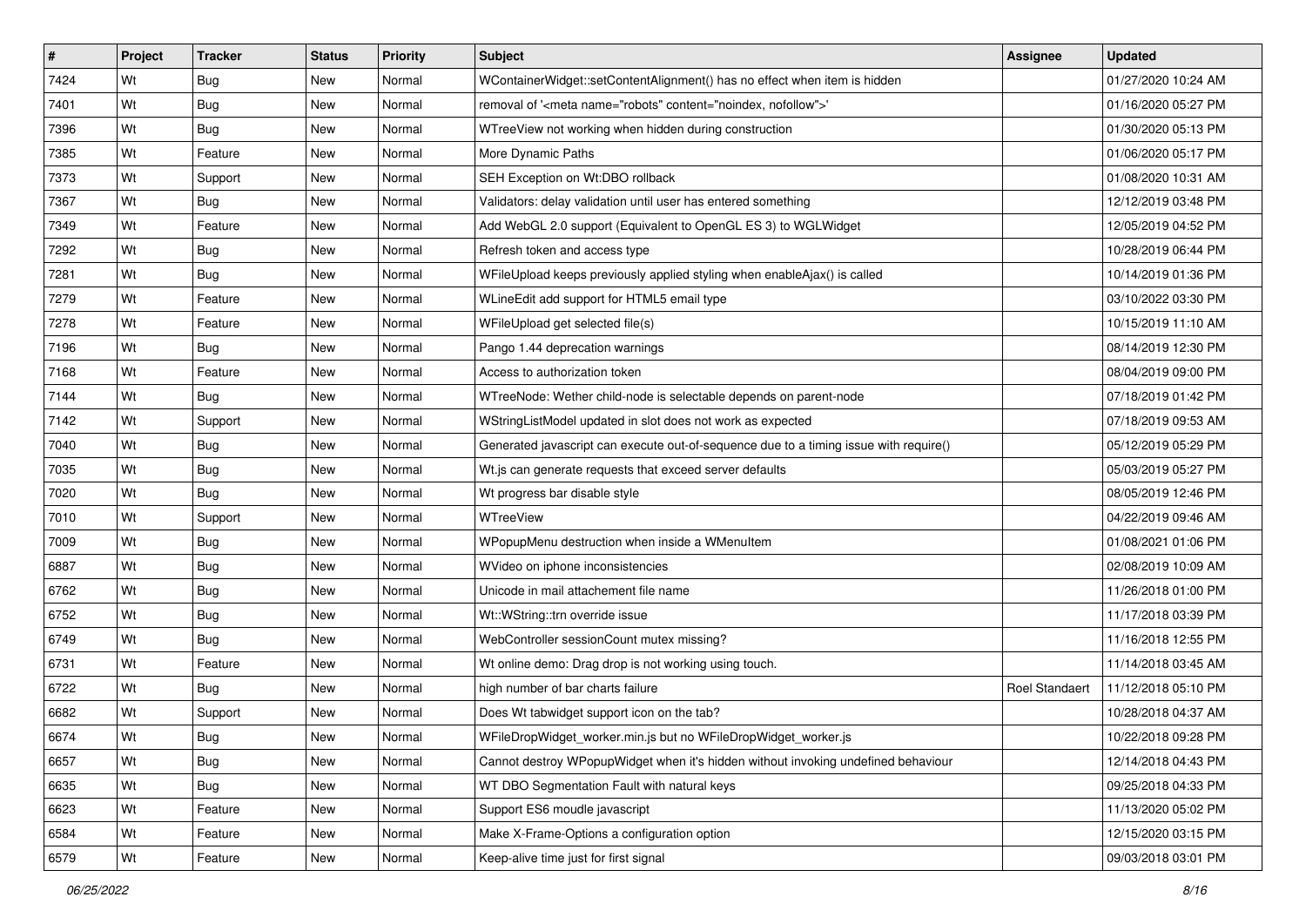| # | Project | Tracker | Status | Priority | Subject | Assignee | Updated |
|---|---|---|---|---|---|---|---|
| 7424 | Wt | Bug | New | Normal | WContainerWidget::setContentAlignment() has no effect when item is hidden | | 01/27/2020 10:24 AM |
| 7401 | Wt | Bug | New | Normal | removal of '<meta name="robots" content="noindex, nofollow">' | | 01/16/2020 05:27 PM |
| 7396 | Wt | Bug | New | Normal | WTreeView not working when hidden during construction | | 01/30/2020 05:13 PM |
| 7385 | Wt | Feature | New | Normal | More Dynamic Paths | | 01/06/2020 05:17 PM |
| 7373 | Wt | Support | New | Normal | SEH Exception on Wt:DBO rollback | | 01/08/2020 10:31 AM |
| 7367 | Wt | Bug | New | Normal | Validators: delay validation until user has entered something | | 12/12/2019 03:48 PM |
| 7349 | Wt | Feature | New | Normal | Add WebGL 2.0 support (Equivalent to OpenGL ES 3) to WGLWidget | | 12/05/2019 04:52 PM |
| 7292 | Wt | Bug | New | Normal | Refresh token and access type | | 10/28/2019 06:44 PM |
| 7281 | Wt | Bug | New | Normal | WFileUpload keeps previously applied styling when enableAjax() is called | | 10/14/2019 01:36 PM |
| 7279 | Wt | Feature | New | Normal | WLineEdit add support for HTML5 email type | | 03/10/2022 03:30 PM |
| 7278 | Wt | Feature | New | Normal | WFileUpload get selected file(s) | | 10/15/2019 11:10 AM |
| 7196 | Wt | Bug | New | Normal | Pango 1.44 deprecation warnings | | 08/14/2019 12:30 PM |
| 7168 | Wt | Feature | New | Normal | Access to authorization token | | 08/04/2019 09:00 PM |
| 7144 | Wt | Bug | New | Normal | WTreeNode: Wether child-node is selectable depends on parent-node | | 07/18/2019 01:42 PM |
| 7142 | Wt | Support | New | Normal | WStringListModel updated in slot does not work as expected | | 07/18/2019 09:53 AM |
| 7040 | Wt | Bug | New | Normal | Generated javascript can execute out-of-sequence due to a timing issue with require() | | 05/12/2019 05:29 PM |
| 7035 | Wt | Bug | New | Normal | Wt.js can generate requests that exceed server defaults | | 05/03/2019 05:27 PM |
| 7020 | Wt | Bug | New | Normal | Wt progress bar disable style | | 08/05/2019 12:46 PM |
| 7010 | Wt | Support | New | Normal | WTreeView | | 04/22/2019 09:46 AM |
| 7009 | Wt | Bug | New | Normal | WPopupMenu destruction when inside a WMenuItem | | 01/08/2021 01:06 PM |
| 6887 | Wt | Bug | New | Normal | WVideo on iphone inconsistencies | | 02/08/2019 10:09 AM |
| 6762 | Wt | Bug | New | Normal | Unicode in mail attachement file name | | 11/26/2018 01:00 PM |
| 6752 | Wt | Bug | New | Normal | Wt::WString::trn override issue | | 11/17/2018 03:39 PM |
| 6749 | Wt | Bug | New | Normal | WebController sessionCount mutex missing? | | 11/16/2018 12:55 PM |
| 6731 | Wt | Feature | New | Normal | Wt online demo: Drag drop is not working using touch. | | 11/14/2018 03:45 AM |
| 6722 | Wt | Bug | New | Normal | high number of bar charts failure | Roel Standaert | 11/12/2018 05:10 PM |
| 6682 | Wt | Support | New | Normal | Does Wt tabwidget support icon on the tab? | | 10/28/2018 04:37 AM |
| 6674 | Wt | Bug | New | Normal | WFileDropWidget_worker.min.js but no WFileDropWidget_worker.js | | 10/22/2018 09:28 PM |
| 6657 | Wt | Bug | New | Normal | Cannot destroy WPopupWidget when it's hidden without invoking undefined behaviour | | 12/14/2018 04:43 PM |
| 6635 | Wt | Bug | New | Normal | WT DBO Segmentation Fault with natural keys | | 09/25/2018 04:33 PM |
| 6623 | Wt | Feature | New | Normal | Support ES6 moudle javascript | | 11/13/2020 05:02 PM |
| 6584 | Wt | Feature | New | Normal | Make X-Frame-Options a configuration option | | 12/15/2020 03:15 PM |
| 6579 | Wt | Feature | New | Normal | Keep-alive time just for first signal | | 09/03/2018 03:01 PM |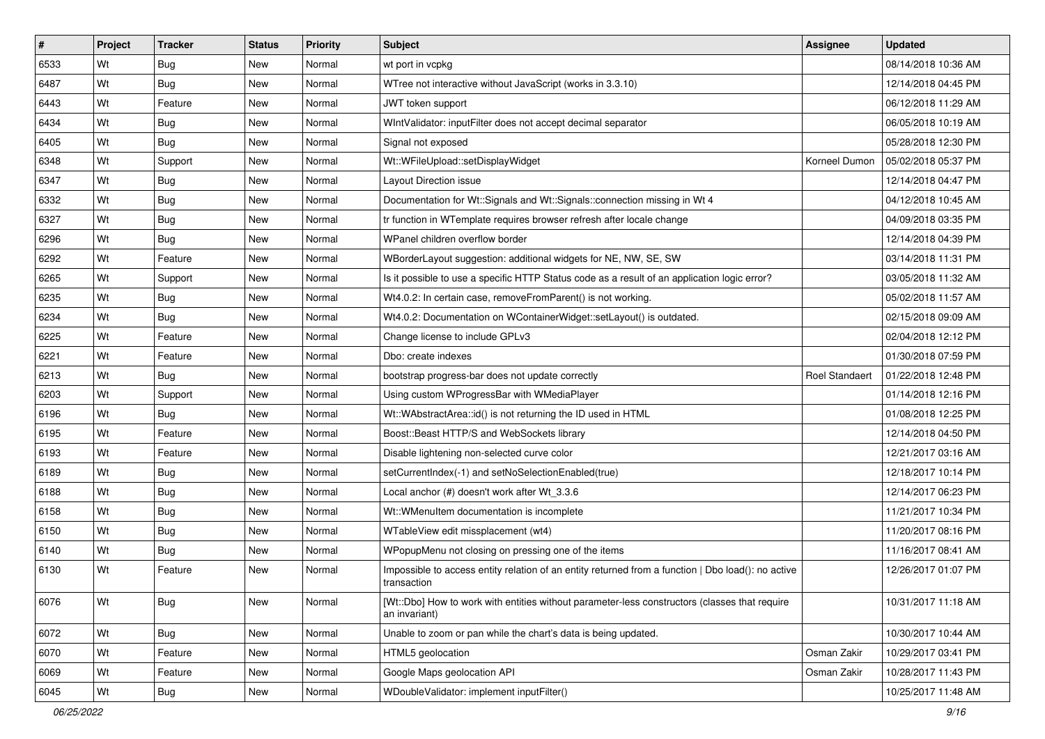| # | Project | Tracker | Status | Priority | Subject | Assignee | Updated |
|---|---|---|---|---|---|---|---|
| 6533 | Wt | Bug | New | Normal | wt port in vcpkg | | 08/14/2018 10:36 AM |
| 6487 | Wt | Bug | New | Normal | WTree not interactive without JavaScript (works in 3.3.10) | | 12/14/2018 04:45 PM |
| 6443 | Wt | Feature | New | Normal | JWT token support | | 06/12/2018 11:29 AM |
| 6434 | Wt | Bug | New | Normal | WIntValidator: inputFilter does not accept decimal separator | | 06/05/2018 10:19 AM |
| 6405 | Wt | Bug | New | Normal | Signal not exposed | | 05/28/2018 12:30 PM |
| 6348 | Wt | Support | New | Normal | Wt::WFileUpload::setDisplayWidget | Korneel Dumon | 05/02/2018 05:37 PM |
| 6347 | Wt | Bug | New | Normal | Layout Direction issue | | 12/14/2018 04:47 PM |
| 6332 | Wt | Bug | New | Normal | Documentation for Wt::Signals and Wt::Signals::connection missing in Wt 4 | | 04/12/2018 10:45 AM |
| 6327 | Wt | Bug | New | Normal | tr function in WTemplate requires browser refresh after locale change | | 04/09/2018 03:35 PM |
| 6296 | Wt | Bug | New | Normal | WPanel children overflow border | | 12/14/2018 04:39 PM |
| 6292 | Wt | Feature | New | Normal | WBorderLayout suggestion: additional widgets for NE, NW, SE, SW | | 03/14/2018 11:31 PM |
| 6265 | Wt | Support | New | Normal | Is it possible to use a specific HTTP Status code as a result of an application logic error? | | 03/05/2018 11:32 AM |
| 6235 | Wt | Bug | New | Normal | Wt4.0.2: In certain case, removeFromParent() is not working. | | 05/02/2018 11:57 AM |
| 6234 | Wt | Bug | New | Normal | Wt4.0.2: Documentation on WContainerWidget::setLayout() is outdated. | | 02/15/2018 09:09 AM |
| 6225 | Wt | Feature | New | Normal | Change license to include GPLv3 | | 02/04/2018 12:12 PM |
| 6221 | Wt | Feature | New | Normal | Dbo: create indexes | | 01/30/2018 07:59 PM |
| 6213 | Wt | Bug | New | Normal | bootstrap progress-bar does not update correctly | Roel Standaert | 01/22/2018 12:48 PM |
| 6203 | Wt | Support | New | Normal | Using custom WProgressBar with WMediaPlayer | | 01/14/2018 12:16 PM |
| 6196 | Wt | Bug | New | Normal | Wt::WAbstractArea::id() is not returning the ID used in HTML | | 01/08/2018 12:25 PM |
| 6195 | Wt | Feature | New | Normal | Boost::Beast HTTP/S and WebSockets library | | 12/14/2018 04:50 PM |
| 6193 | Wt | Feature | New | Normal | Disable lightening non-selected curve color | | 12/21/2017 03:16 AM |
| 6189 | Wt | Bug | New | Normal | setCurrentIndex(-1) and setNoSelectionEnabled(true) | | 12/18/2017 10:14 PM |
| 6188 | Wt | Bug | New | Normal | Local anchor (#) doesn't work after Wt_3.3.6 | | 12/14/2017 06:23 PM |
| 6158 | Wt | Bug | New | Normal | Wt::WMenuItem documentation is incomplete | | 11/21/2017 10:34 PM |
| 6150 | Wt | Bug | New | Normal | WTableView edit missplacement (wt4) | | 11/20/2017 08:16 PM |
| 6140 | Wt | Bug | New | Normal | WPopupMenu not closing on pressing one of the items | | 11/16/2017 08:41 AM |
| 6130 | Wt | Feature | New | Normal | Impossible to access entity relation of an entity returned from a function \| Dbo load(): no active transaction | | 12/26/2017 01:07 PM |
| 6076 | Wt | Bug | New | Normal | [Wt::Dbo] How to work with entities without parameter-less constructors (classes that require an invariant) | | 10/31/2017 11:18 AM |
| 6072 | Wt | Bug | New | Normal | Unable to zoom or pan while the chart's data is being updated. | | 10/30/2017 10:44 AM |
| 6070 | Wt | Feature | New | Normal | HTML5 geolocation | Osman Zakir | 10/29/2017 03:41 PM |
| 6069 | Wt | Feature | New | Normal | Google Maps geolocation API | Osman Zakir | 10/28/2017 11:43 PM |
| 6045 | Wt | Bug | New | Normal | WDoubleValidator: implement inputFilter() | | 10/25/2017 11:48 AM |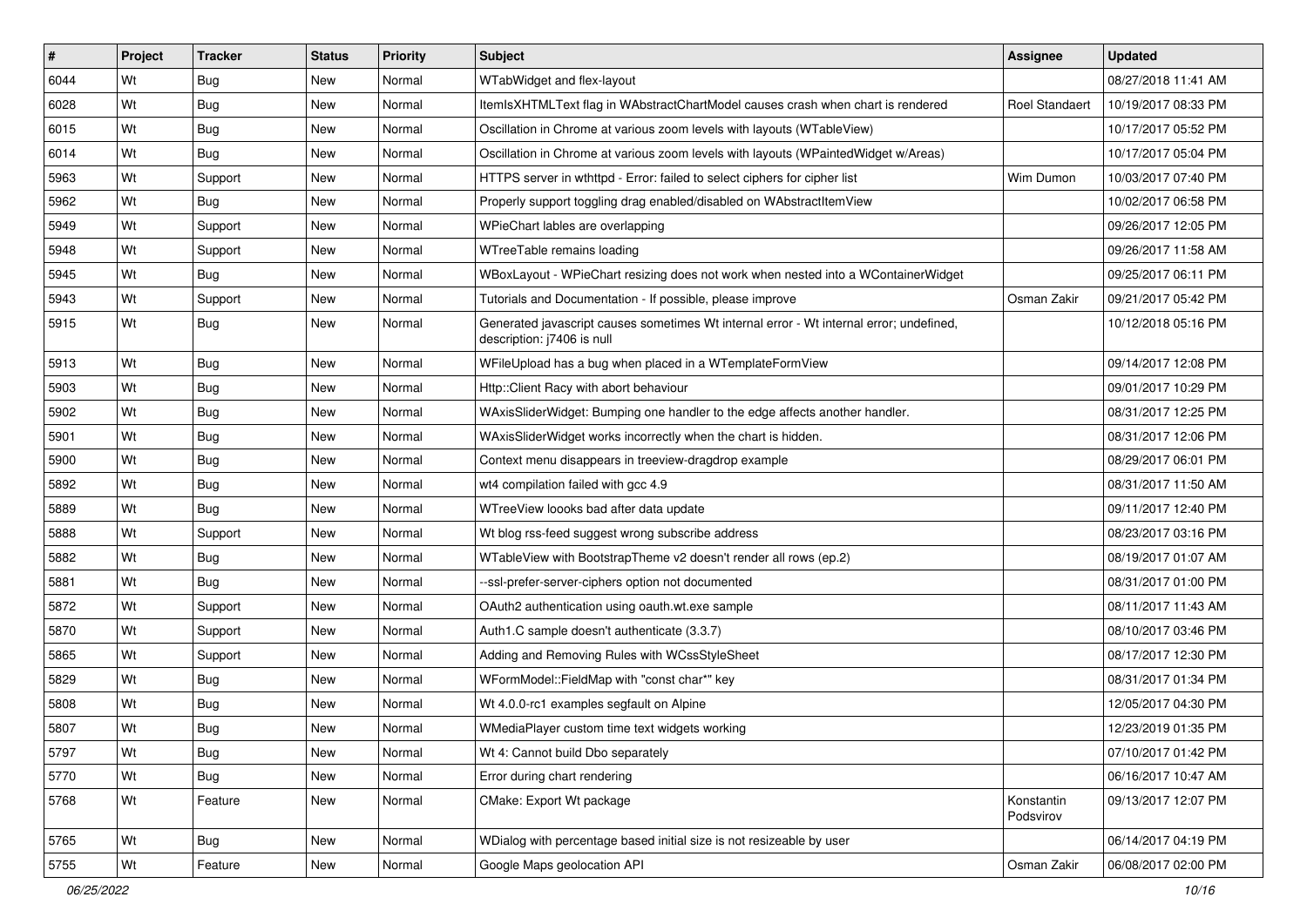| # | Project | Tracker | Status | Priority | Subject | Assignee | Updated |
|---|---|---|---|---|---|---|---|
| 6044 | Wt | Bug | New | Normal | WTabWidget and flex-layout | | 08/27/2018 11:41 AM |
| 6028 | Wt | Bug | New | Normal | ItemIsXHTMLText flag in WAbstractChartModel causes crash when chart is rendered | Roel Standaert | 10/19/2017 08:33 PM |
| 6015 | Wt | Bug | New | Normal | Oscillation in Chrome at various zoom levels with layouts (WTableView) | | 10/17/2017 05:52 PM |
| 6014 | Wt | Bug | New | Normal | Oscillation in Chrome at various zoom levels with layouts (WPaintedWidget w/Areas) | | 10/17/2017 05:04 PM |
| 5963 | Wt | Support | New | Normal | HTTPS server in wthttpd - Error: failed to select ciphers for cipher list | Wim Dumon | 10/03/2017 07:40 PM |
| 5962 | Wt | Bug | New | Normal | Properly support toggling drag enabled/disabled on WAbstractItemView | | 10/02/2017 06:58 PM |
| 5949 | Wt | Support | New | Normal | WPieChart lables are overlapping | | 09/26/2017 12:05 PM |
| 5948 | Wt | Support | New | Normal | WTreeTable remains loading | | 09/26/2017 11:58 AM |
| 5945 | Wt | Bug | New | Normal | WBoxLayout - WPieChart resizing does not work when nested into a WContainerWidget | | 09/25/2017 06:11 PM |
| 5943 | Wt | Support | New | Normal | Tutorials and Documentation - If possible, please improve | Osman Zakir | 09/21/2017 05:42 PM |
| 5915 | Wt | Bug | New | Normal | Generated javascript causes sometimes Wt internal error - Wt internal error; undefined, description: j7406 is null | | 10/12/2018 05:16 PM |
| 5913 | Wt | Bug | New | Normal | WFileUpload has a bug when placed in a WTemplateFormView | | 09/14/2017 12:08 PM |
| 5903 | Wt | Bug | New | Normal | Http::Client Racy with abort behaviour | | 09/01/2017 10:29 PM |
| 5902 | Wt | Bug | New | Normal | WAxisSliderWidget: Bumping one handler to the edge affects another handler. | | 08/31/2017 12:25 PM |
| 5901 | Wt | Bug | New | Normal | WAxisSliderWidget works incorrectly when the chart is hidden. | | 08/31/2017 12:06 PM |
| 5900 | Wt | Bug | New | Normal | Context menu disappears in treeview-dragdrop example | | 08/29/2017 06:01 PM |
| 5892 | Wt | Bug | New | Normal | wt4 compilation failed with gcc 4.9 | | 08/31/2017 11:50 AM |
| 5889 | Wt | Bug | New | Normal | WTreeView loooks bad after data update | | 09/11/2017 12:40 PM |
| 5888 | Wt | Support | New | Normal | Wt blog rss-feed suggest wrong subscribe address | | 08/23/2017 03:16 PM |
| 5882 | Wt | Bug | New | Normal | WTableView with BootstrapTheme v2 doesn't render all rows (ep.2) | | 08/19/2017 01:07 AM |
| 5881 | Wt | Bug | New | Normal | --ssl-prefer-server-ciphers option not documented | | 08/31/2017 01:00 PM |
| 5872 | Wt | Support | New | Normal | OAuth2 authentication using oauth.wt.exe sample | | 08/11/2017 11:43 AM |
| 5870 | Wt | Support | New | Normal | Auth1.C sample doesn't authenticate (3.3.7) | | 08/10/2017 03:46 PM |
| 5865 | Wt | Support | New | Normal | Adding and Removing Rules with WCssStyleSheet | | 08/17/2017 12:30 PM |
| 5829 | Wt | Bug | New | Normal | WFormModel::FieldMap with "const char*" key | | 08/31/2017 01:34 PM |
| 5808 | Wt | Bug | New | Normal | Wt 4.0.0-rc1 examples segfault on Alpine | | 12/05/2017 04:30 PM |
| 5807 | Wt | Bug | New | Normal | WMediaPlayer custom time text widgets working | | 12/23/2019 01:35 PM |
| 5797 | Wt | Bug | New | Normal | Wt 4: Cannot build Dbo separately | | 07/10/2017 01:42 PM |
| 5770 | Wt | Bug | New | Normal | Error during chart rendering | | 06/16/2017 10:47 AM |
| 5768 | Wt | Feature | New | Normal | CMake: Export Wt package | Konstantin Podsvirov | 09/13/2017 12:07 PM |
| 5765 | Wt | Bug | New | Normal | WDialog with percentage based initial size is not resizeable by user | | 06/14/2017 04:19 PM |
| 5755 | Wt | Feature | New | Normal | Google Maps geolocation API | Osman Zakir | 06/08/2017 02:00 PM |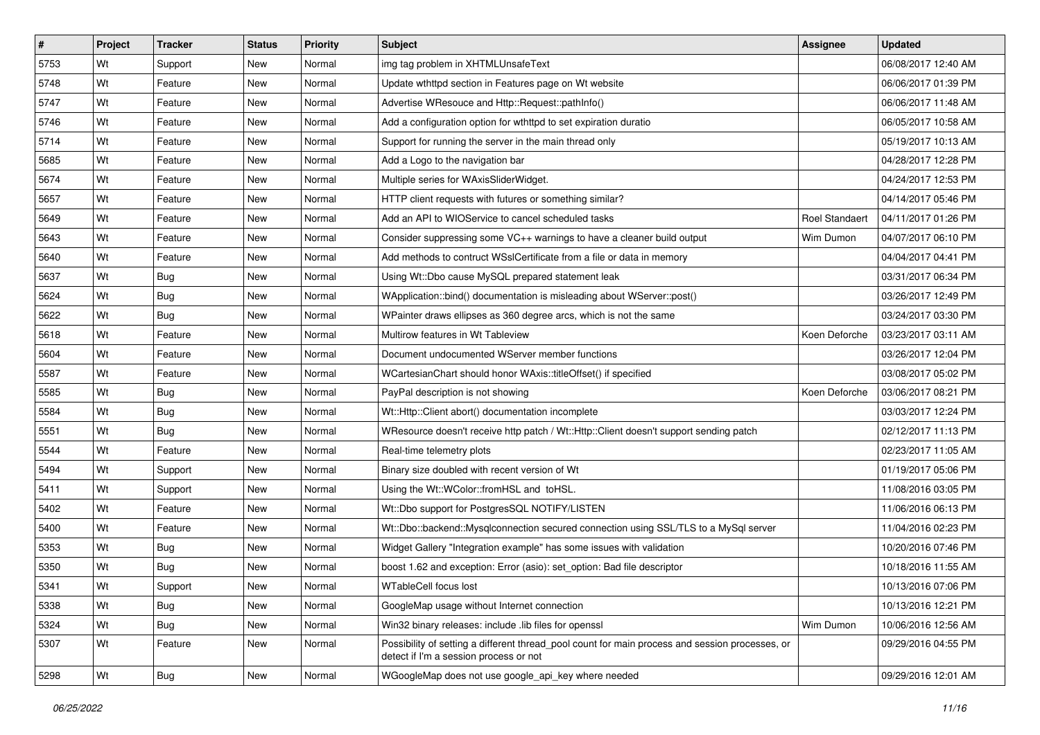| # | Project | Tracker | Status | Priority | Subject | Assignee | Updated |
|---|---|---|---|---|---|---|---|
| 5753 | Wt | Support | New | Normal | img tag problem in XHTMLUnsafeText | | 06/08/2017 12:40 AM |
| 5748 | Wt | Feature | New | Normal | Update wthttpd section in Features page on Wt website | | 06/06/2017 01:39 PM |
| 5747 | Wt | Feature | New | Normal | Advertise WResouce and Http::Request::pathInfo() | | 06/06/2017 11:48 AM |
| 5746 | Wt | Feature | New | Normal | Add a configuration option for wthttpd to set expiration duratio | | 06/05/2017 10:58 AM |
| 5714 | Wt | Feature | New | Normal | Support for running the server in the main thread only | | 05/19/2017 10:13 AM |
| 5685 | Wt | Feature | New | Normal | Add a Logo to the navigation bar | | 04/28/2017 12:28 PM |
| 5674 | Wt | Feature | New | Normal | Multiple series for WAxisSliderWidget. | | 04/24/2017 12:53 PM |
| 5657 | Wt | Feature | New | Normal | HTTP client requests with futures or something similar? | | 04/14/2017 05:46 PM |
| 5649 | Wt | Feature | New | Normal | Add an API to WIOService to cancel scheduled tasks | Roel Standaert | 04/11/2017 01:26 PM |
| 5643 | Wt | Feature | New | Normal | Consider suppressing some VC++ warnings to have a cleaner build output | Wim Dumon | 04/07/2017 06:10 PM |
| 5640 | Wt | Feature | New | Normal | Add methods to contruct WSslCertificate from a file or data in memory | | 04/04/2017 04:41 PM |
| 5637 | Wt | Bug | New | Normal | Using Wt::Dbo cause MySQL prepared statement leak | | 03/31/2017 06:34 PM |
| 5624 | Wt | Bug | New | Normal | WApplication::bind() documentation is misleading about WServer::post() | | 03/26/2017 12:49 PM |
| 5622 | Wt | Bug | New | Normal | WPainter draws ellipses as 360 degree arcs, which is not the same | | 03/24/2017 03:30 PM |
| 5618 | Wt | Feature | New | Normal | Multirow features in Wt Tableview | Koen Deforche | 03/23/2017 03:11 AM |
| 5604 | Wt | Feature | New | Normal | Document undocumented WServer member functions | | 03/26/2017 12:04 PM |
| 5587 | Wt | Feature | New | Normal | WCartesianChart should honor WAxis::titleOffset() if specified | | 03/08/2017 05:02 PM |
| 5585 | Wt | Bug | New | Normal | PayPal description is not showing | Koen Deforche | 03/06/2017 08:21 PM |
| 5584 | Wt | Bug | New | Normal | Wt::Http::Client abort() documentation incomplete | | 03/03/2017 12:24 PM |
| 5551 | Wt | Bug | New | Normal | WResource doesn't receive http patch / Wt::Http::Client doesn't support sending patch | | 02/12/2017 11:13 PM |
| 5544 | Wt | Feature | New | Normal | Real-time telemetry plots | | 02/23/2017 11:05 AM |
| 5494 | Wt | Support | New | Normal | Binary size doubled with recent version of Wt | | 01/19/2017 05:06 PM |
| 5411 | Wt | Support | New | Normal | Using the Wt::WColor::fromHSL and toHSL. | | 11/08/2016 03:05 PM |
| 5402 | Wt | Feature | New | Normal | Wt::Dbo support for PostgresSQL NOTIFY/LISTEN | | 11/06/2016 06:13 PM |
| 5400 | Wt | Feature | New | Normal | Wt::Dbo::backend::Mysqlconnection secured connection using SSL/TLS to a MySql server | | 11/04/2016 02:23 PM |
| 5353 | Wt | Bug | New | Normal | Widget Gallery "Integration example" has some issues with validation | | 10/20/2016 07:46 PM |
| 5350 | Wt | Bug | New | Normal | boost 1.62 and exception: Error (asio): set_option: Bad file descriptor | | 10/18/2016 11:55 AM |
| 5341 | Wt | Support | New | Normal | WTableCell focus lost | | 10/13/2016 07:06 PM |
| 5338 | Wt | Bug | New | Normal | GoogleMap usage without Internet connection | | 10/13/2016 12:21 PM |
| 5324 | Wt | Bug | New | Normal | Win32 binary releases: include .lib files for openssl | Wim Dumon | 10/06/2016 12:56 AM |
| 5307 | Wt | Feature | New | Normal | Possibility of setting a different thread_pool count for main process and session processes, or detect if I'm a session process or not | | 09/29/2016 04:55 PM |
| 5298 | Wt | Bug | New | Normal | WGoogleMap does not use google_api_key where needed | | 09/29/2016 12:01 AM |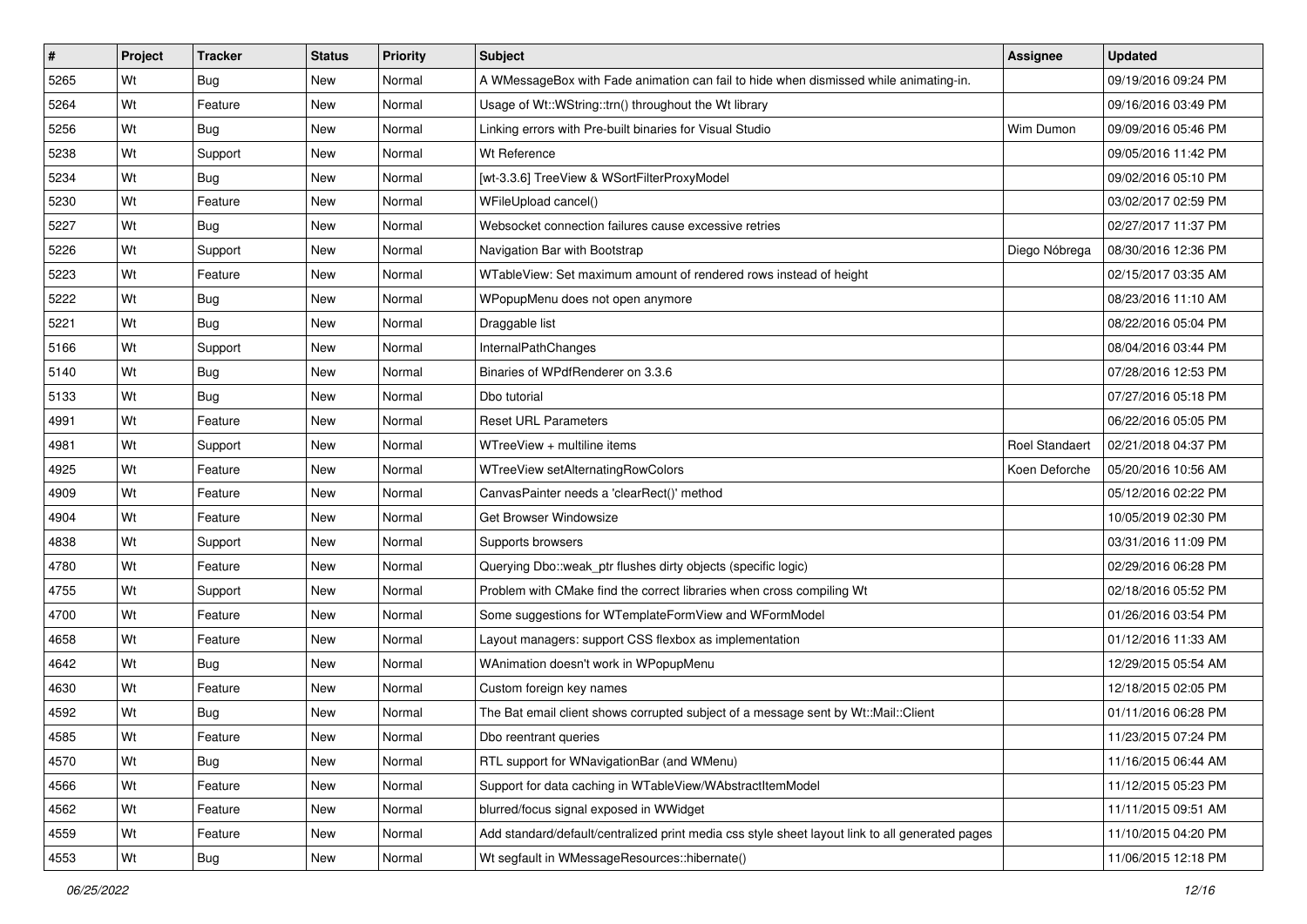| # | Project | Tracker | Status | Priority | Subject | Assignee | Updated |
|---|---|---|---|---|---|---|---|
| 5265 | Wt | Bug | New | Normal | A WMessageBox with Fade animation can fail to hide when dismissed while animating-in. | | 09/19/2016 09:24 PM |
| 5264 | Wt | Feature | New | Normal | Usage of Wt::WString::trn() throughout the Wt library | | 09/16/2016 03:49 PM |
| 5256 | Wt | Bug | New | Normal | Linking errors with Pre-built binaries for Visual Studio | Wim Dumon | 09/09/2016 05:46 PM |
| 5238 | Wt | Support | New | Normal | Wt Reference | | 09/05/2016 11:42 PM |
| 5234 | Wt | Bug | New | Normal | [wt-3.3.6] TreeView & WSortFilterProxyModel | | 09/02/2016 05:10 PM |
| 5230 | Wt | Feature | New | Normal | WFileUpload cancel() | | 03/02/2017 02:59 PM |
| 5227 | Wt | Bug | New | Normal | Websocket connection failures cause excessive retries | | 02/27/2017 11:37 PM |
| 5226 | Wt | Support | New | Normal | Navigation Bar with Bootstrap | Diego Nóbrega | 08/30/2016 12:36 PM |
| 5223 | Wt | Feature | New | Normal | WTableView: Set maximum amount of rendered rows instead of height | | 02/15/2017 03:35 AM |
| 5222 | Wt | Bug | New | Normal | WPopupMenu does not open anymore | | 08/23/2016 11:10 AM |
| 5221 | Wt | Bug | New | Normal | Draggable list | | 08/22/2016 05:04 PM |
| 5166 | Wt | Support | New | Normal | InternalPathChanges | | 08/04/2016 03:44 PM |
| 5140 | Wt | Bug | New | Normal | Binaries of WPdfRenderer on 3.3.6 | | 07/28/2016 12:53 PM |
| 5133 | Wt | Bug | New | Normal | Dbo tutorial | | 07/27/2016 05:18 PM |
| 4991 | Wt | Feature | New | Normal | Reset URL Parameters | | 06/22/2016 05:05 PM |
| 4981 | Wt | Support | New | Normal | WTreeView + multiline items | Roel Standaert | 02/21/2018 04:37 PM |
| 4925 | Wt | Feature | New | Normal | WTreeView setAlternatingRowColors | Koen Deforche | 05/20/2016 10:56 AM |
| 4909 | Wt | Feature | New | Normal | CanvasPainter needs a 'clearRect()' method | | 05/12/2016 02:22 PM |
| 4904 | Wt | Feature | New | Normal | Get Browser Windowsize | | 10/05/2019 02:30 PM |
| 4838 | Wt | Support | New | Normal | Supports browsers | | 03/31/2016 11:09 PM |
| 4780 | Wt | Feature | New | Normal | Querying Dbo::weak_ptr flushes dirty objects (specific logic) | | 02/29/2016 06:28 PM |
| 4755 | Wt | Support | New | Normal | Problem with CMake find the correct libraries when cross compiling Wt | | 02/18/2016 05:52 PM |
| 4700 | Wt | Feature | New | Normal | Some suggestions for WTemplateFormView and WFormModel | | 01/26/2016 03:54 PM |
| 4658 | Wt | Feature | New | Normal | Layout managers: support CSS flexbox as implementation | | 01/12/2016 11:33 AM |
| 4642 | Wt | Bug | New | Normal | WAnimation doesn't work in WPopupMenu | | 12/29/2015 05:54 AM |
| 4630 | Wt | Feature | New | Normal | Custom foreign key names | | 12/18/2015 02:05 PM |
| 4592 | Wt | Bug | New | Normal | The Bat email client shows corrupted subject of a message sent by Wt::Mail::Client | | 01/11/2016 06:28 PM |
| 4585 | Wt | Feature | New | Normal | Dbo reentrant queries | | 11/23/2015 07:24 PM |
| 4570 | Wt | Bug | New | Normal | RTL support for WNavigationBar (and WMenu) | | 11/16/2015 06:44 AM |
| 4566 | Wt | Feature | New | Normal | Support for data caching in WTableView/WAbstractItemModel | | 11/12/2015 05:23 PM |
| 4562 | Wt | Feature | New | Normal | blurred/focus signal exposed in WWidget | | 11/11/2015 09:51 AM |
| 4559 | Wt | Feature | New | Normal | Add standard/default/centralized print media css style sheet layout link to all generated pages | | 11/10/2015 04:20 PM |
| 4553 | Wt | Bug | New | Normal | Wt segfault in WMessageResources::hibernate() | | 11/06/2015 12:18 PM |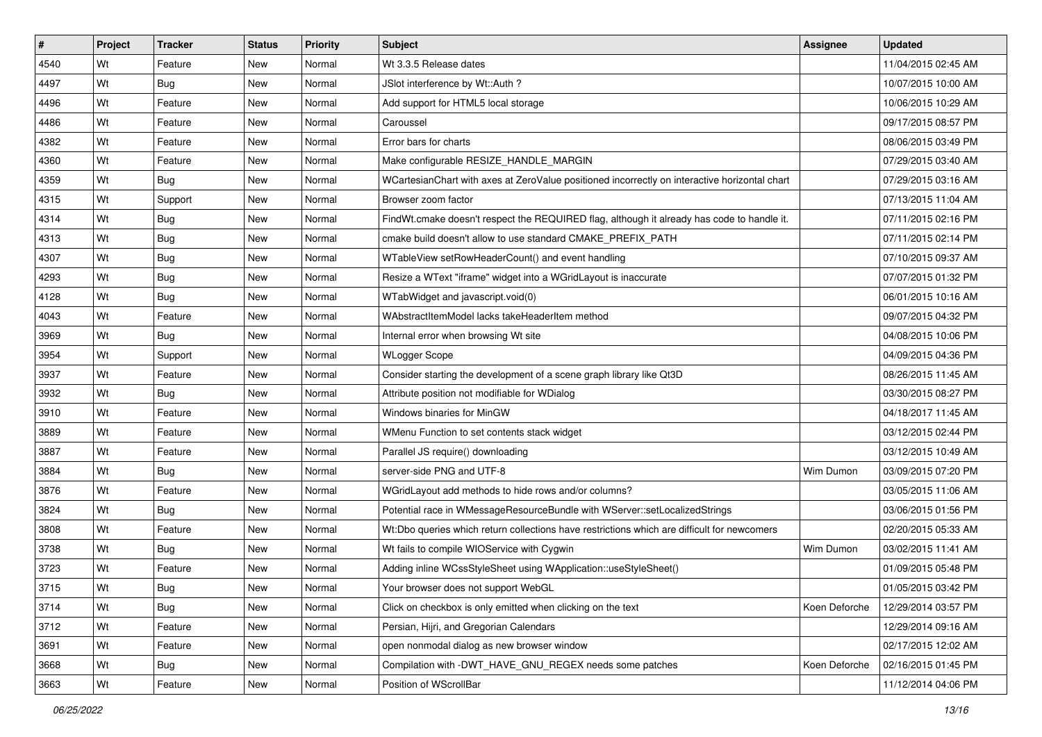| # | Project | Tracker | Status | Priority | Subject | Assignee | Updated |
|---|---|---|---|---|---|---|---|
| 4540 | Wt | Feature | New | Normal | Wt 3.3.5 Release dates | | 11/04/2015 02:45 AM |
| 4497 | Wt | Bug | New | Normal | JSlot interference by Wt::Auth ? | | 10/07/2015 10:00 AM |
| 4496 | Wt | Feature | New | Normal | Add support for HTML5 local storage | | 10/06/2015 10:29 AM |
| 4486 | Wt | Feature | New | Normal | Caroussel | | 09/17/2015 08:57 PM |
| 4382 | Wt | Feature | New | Normal | Error bars for charts | | 08/06/2015 03:49 PM |
| 4360 | Wt | Feature | New | Normal | Make configurable RESIZE_HANDLE_MARGIN | | 07/29/2015 03:40 AM |
| 4359 | Wt | Bug | New | Normal | WCartesianChart with axes at ZeroValue positioned incorrectly on interactive horizontal chart | | 07/29/2015 03:16 AM |
| 4315 | Wt | Support | New | Normal | Browser zoom factor | | 07/13/2015 11:04 AM |
| 4314 | Wt | Bug | New | Normal | FindWt.cmake doesn't respect the REQUIRED flag, although it already has code to handle it. | | 07/11/2015 02:16 PM |
| 4313 | Wt | Bug | New | Normal | cmake build doesn't allow to use standard CMAKE_PREFIX_PATH | | 07/11/2015 02:14 PM |
| 4307 | Wt | Bug | New | Normal | WTableView setRowHeaderCount() and event handling | | 07/10/2015 09:37 AM |
| 4293 | Wt | Bug | New | Normal | Resize a WText "iframe" widget into a WGridLayout is inaccurate | | 07/07/2015 01:32 PM |
| 4128 | Wt | Bug | New | Normal | WTabWidget and javascript.void(0) | | 06/01/2015 10:16 AM |
| 4043 | Wt | Feature | New | Normal | WAbstractItemModel lacks takeHeaderItem method | | 09/07/2015 04:32 PM |
| 3969 | Wt | Bug | New | Normal | Internal error when browsing Wt site | | 04/08/2015 10:06 PM |
| 3954 | Wt | Support | New | Normal | WLogger Scope | | 04/09/2015 04:36 PM |
| 3937 | Wt | Feature | New | Normal | Consider starting the development of a scene graph library like Qt3D | | 08/26/2015 11:45 AM |
| 3932 | Wt | Bug | New | Normal | Attribute position not modifiable for WDialog | | 03/30/2015 08:27 PM |
| 3910 | Wt | Feature | New | Normal | Windows binaries for MinGW | | 04/18/2017 11:45 AM |
| 3889 | Wt | Feature | New | Normal | WMenu Function to set contents stack widget | | 03/12/2015 02:44 PM |
| 3887 | Wt | Feature | New | Normal | Parallel JS require() downloading | | 03/12/2015 10:49 AM |
| 3884 | Wt | Bug | New | Normal | server-side PNG and UTF-8 | Wim Dumon | 03/09/2015 07:20 PM |
| 3876 | Wt | Feature | New | Normal | WGridLayout add methods to hide rows and/or columns? | | 03/05/2015 11:06 AM |
| 3824 | Wt | Bug | New | Normal | Potential race in WMessageResourceBundle with WServer::setLocalizedStrings | | 03/06/2015 01:56 PM |
| 3808 | Wt | Feature | New | Normal | Wt:Dbo queries which return collections have restrictions which are difficult for newcomers | | 02/20/2015 05:33 AM |
| 3738 | Wt | Bug | New | Normal | Wt fails to compile WIOService with Cygwin | Wim Dumon | 03/02/2015 11:41 AM |
| 3723 | Wt | Feature | New | Normal | Adding inline WCssStyleSheet using WApplication::useStyleSheet() | | 01/09/2015 05:48 PM |
| 3715 | Wt | Bug | New | Normal | Your browser does not support WebGL | | 01/05/2015 03:42 PM |
| 3714 | Wt | Bug | New | Normal | Click on checkbox is only emitted when clicking on the text | Koen Deforche | 12/29/2014 03:57 PM |
| 3712 | Wt | Feature | New | Normal | Persian, Hijri, and Gregorian Calendars | | 12/29/2014 09:16 AM |
| 3691 | Wt | Feature | New | Normal | open nonmodal dialog as new browser window | | 02/17/2015 12:02 AM |
| 3668 | Wt | Bug | New | Normal | Compilation with -DWT_HAVE_GNU_REGEX needs some patches | Koen Deforche | 02/16/2015 01:45 PM |
| 3663 | Wt | Feature | New | Normal | Position of WScrollBar | | 11/12/2014 04:06 PM |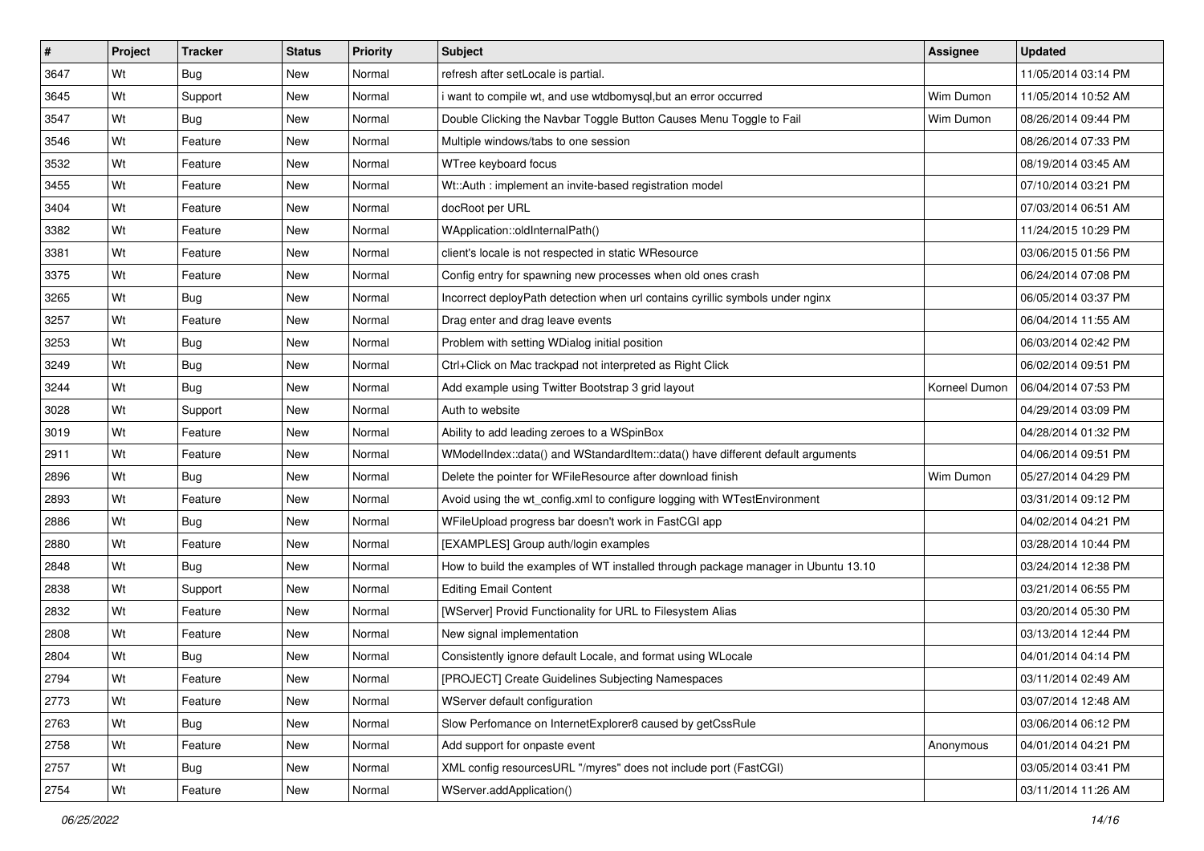| # | Project | Tracker | Status | Priority | Subject | Assignee | Updated |
| --- | --- | --- | --- | --- | --- | --- | --- |
| 3647 | Wt | Bug | New | Normal | refresh after setLocale is partial. | | 11/05/2014 03:14 PM |
| 3645 | Wt | Support | New | Normal | i want to compile wt, and use wtdbomysql,but an error occurred | Wim Dumon | 11/05/2014 10:52 AM |
| 3547 | Wt | Bug | New | Normal | Double Clicking the Navbar Toggle Button Causes Menu Toggle to Fail | Wim Dumon | 08/26/2014 09:44 PM |
| 3546 | Wt | Feature | New | Normal | Multiple windows/tabs to one session | | 08/26/2014 07:33 PM |
| 3532 | Wt | Feature | New | Normal | WTree keyboard focus | | 08/19/2014 03:45 AM |
| 3455 | Wt | Feature | New | Normal | Wt::Auth : implement an invite-based registration model | | 07/10/2014 03:21 PM |
| 3404 | Wt | Feature | New | Normal | docRoot per URL | | 07/03/2014 06:51 AM |
| 3382 | Wt | Feature | New | Normal | WApplication::oldInternalPath() | | 11/24/2015 10:29 PM |
| 3381 | Wt | Feature | New | Normal | client's locale is not respected in static WResource | | 03/06/2015 01:56 PM |
| 3375 | Wt | Feature | New | Normal | Config entry for spawning new processes when old ones crash | | 06/24/2014 07:08 PM |
| 3265 | Wt | Bug | New | Normal | Incorrect deployPath detection when url contains cyrillic symbols under nginx | | 06/05/2014 03:37 PM |
| 3257 | Wt | Feature | New | Normal | Drag enter and drag leave events | | 06/04/2014 11:55 AM |
| 3253 | Wt | Bug | New | Normal | Problem with setting WDialog initial position | | 06/03/2014 02:42 PM |
| 3249 | Wt | Bug | New | Normal | Ctrl+Click on Mac trackpad not interpreted as Right Click | | 06/02/2014 09:51 PM |
| 3244 | Wt | Bug | New | Normal | Add example using Twitter Bootstrap 3 grid layout | Korneel Dumon | 06/04/2014 07:53 PM |
| 3028 | Wt | Support | New | Normal | Auth to website | | 04/29/2014 03:09 PM |
| 3019 | Wt | Feature | New | Normal | Ability to add leading zeroes to a WSpinBox | | 04/28/2014 01:32 PM |
| 2911 | Wt | Feature | New | Normal | WModelIndex::data() and WStandardItem::data() have different default arguments | | 04/06/2014 09:51 PM |
| 2896 | Wt | Bug | New | Normal | Delete the pointer for WFileResource after download finish | Wim Dumon | 05/27/2014 04:29 PM |
| 2893 | Wt | Feature | New | Normal | Avoid using the wt_config.xml to configure logging with WTestEnvironment | | 03/31/2014 09:12 PM |
| 2886 | Wt | Bug | New | Normal | WFileUpload progress bar doesn't work in FastCGI app | | 04/02/2014 04:21 PM |
| 2880 | Wt | Feature | New | Normal | [EXAMPLES] Group auth/login examples | | 03/28/2014 10:44 PM |
| 2848 | Wt | Bug | New | Normal | How to build the examples of WT installed through package manager in Ubuntu 13.10 | | 03/24/2014 12:38 PM |
| 2838 | Wt | Support | New | Normal | Editing Email Content | | 03/21/2014 06:55 PM |
| 2832 | Wt | Feature | New | Normal | [WServer] Provid Functionality for URL to Filesystem Alias | | 03/20/2014 05:30 PM |
| 2808 | Wt | Feature | New | Normal | New signal implementation | | 03/13/2014 12:44 PM |
| 2804 | Wt | Bug | New | Normal | Consistently ignore default Locale, and format using WLocale | | 04/01/2014 04:14 PM |
| 2794 | Wt | Feature | New | Normal | [PROJECT] Create Guidelines Subjecting Namespaces | | 03/11/2014 02:49 AM |
| 2773 | Wt | Feature | New | Normal | WServer default configuration | | 03/07/2014 12:48 AM |
| 2763 | Wt | Bug | New | Normal | Slow Perfomance on InternetExplorer8 caused by getCssRule | | 03/06/2014 06:12 PM |
| 2758 | Wt | Feature | New | Normal | Add support for onpaste event | Anonymous | 04/01/2014 04:21 PM |
| 2757 | Wt | Bug | New | Normal | XML config resourcesURL "/myres" does not include port (FastCGI) | | 03/05/2014 03:41 PM |
| 2754 | Wt | Feature | New | Normal | WServer.addApplication() | | 03/11/2014 11:26 AM |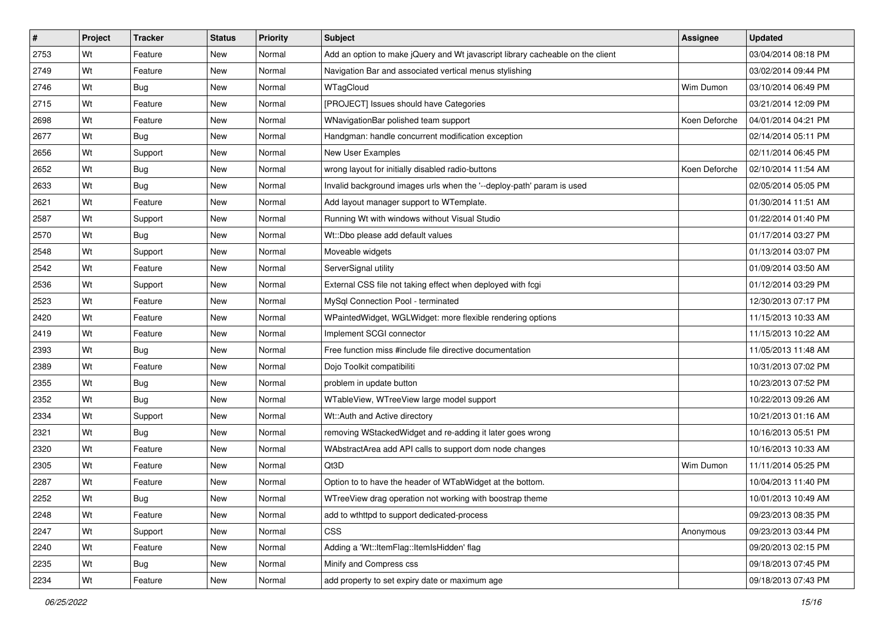| # | Project | Tracker | Status | Priority | Subject | Assignee | Updated |
|---|---|---|---|---|---|---|---|
| 2753 | Wt | Feature | New | Normal | Add an option to make jQuery and Wt javascript library cacheable on the client | | 03/04/2014 08:18 PM |
| 2749 | Wt | Feature | New | Normal | Navigation Bar and associated vertical menus stylishing | | 03/02/2014 09:44 PM |
| 2746 | Wt | Bug | New | Normal | WTagCloud | Wim Dumon | 03/10/2014 06:49 PM |
| 2715 | Wt | Feature | New | Normal | [PROJECT] Issues should have Categories | | 03/21/2014 12:09 PM |
| 2698 | Wt | Feature | New | Normal | WNavigationBar polished team support | Koen Deforche | 04/01/2014 04:21 PM |
| 2677 | Wt | Bug | New | Normal | Handgman: handle concurrent modification exception | | 02/14/2014 05:11 PM |
| 2656 | Wt | Support | New | Normal | New User Examples | | 02/11/2014 06:45 PM |
| 2652 | Wt | Bug | New | Normal | wrong layout for initially disabled radio-buttons | Koen Deforche | 02/10/2014 11:54 AM |
| 2633 | Wt | Bug | New | Normal | Invalid background images urls when the '--deploy-path' param is used | | 02/05/2014 05:05 PM |
| 2621 | Wt | Feature | New | Normal | Add layout manager support to WTemplate. | | 01/30/2014 11:51 AM |
| 2587 | Wt | Support | New | Normal | Running Wt with windows without Visual Studio | | 01/22/2014 01:40 PM |
| 2570 | Wt | Bug | New | Normal | Wt::Dbo please add default values | | 01/17/2014 03:27 PM |
| 2548 | Wt | Support | New | Normal | Moveable widgets | | 01/13/2014 03:07 PM |
| 2542 | Wt | Feature | New | Normal | ServerSignal utility | | 01/09/2014 03:50 AM |
| 2536 | Wt | Support | New | Normal | External CSS file not taking effect when deployed with fcgi | | 01/12/2014 03:29 PM |
| 2523 | Wt | Feature | New | Normal | MySql Connection Pool - terminated | | 12/30/2013 07:17 PM |
| 2420 | Wt | Feature | New | Normal | WPaintedWidget, WGLWidget: more flexible rendering options | | 11/15/2013 10:33 AM |
| 2419 | Wt | Feature | New | Normal | Implement SCGI connector | | 11/15/2013 10:22 AM |
| 2393 | Wt | Bug | New | Normal | Free function miss #include file directive documentation | | 11/05/2013 11:48 AM |
| 2389 | Wt | Feature | New | Normal | Dojo Toolkit compatibiliti | | 10/31/2013 07:02 PM |
| 2355 | Wt | Bug | New | Normal | problem in update button | | 10/23/2013 07:52 PM |
| 2352 | Wt | Bug | New | Normal | WTableView, WTreeView large model support | | 10/22/2013 09:26 AM |
| 2334 | Wt | Support | New | Normal | Wt::Auth and Active directory | | 10/21/2013 01:16 AM |
| 2321 | Wt | Bug | New | Normal | removing WStackedWidget and re-adding it later goes wrong | | 10/16/2013 05:51 PM |
| 2320 | Wt | Feature | New | Normal | WAbstractArea add API calls to support dom node changes | | 10/16/2013 10:33 AM |
| 2305 | Wt | Feature | New | Normal | Qt3D | Wim Dumon | 11/11/2014 05:25 PM |
| 2287 | Wt | Feature | New | Normal | Option to to have the header of WTabWidget at the bottom. | | 10/04/2013 11:40 PM |
| 2252 | Wt | Bug | New | Normal | WTreeView drag operation not working with boostrap theme | | 10/01/2013 10:49 AM |
| 2248 | Wt | Feature | New | Normal | add to wthttpd to support dedicated-process | | 09/23/2013 08:35 PM |
| 2247 | Wt | Support | New | Normal | CSS | Anonymous | 09/23/2013 03:44 PM |
| 2240 | Wt | Feature | New | Normal | Adding a 'Wt::ItemFlag::ItemIsHidden' flag | | 09/20/2013 02:15 PM |
| 2235 | Wt | Bug | New | Normal | Minify and Compress css | | 09/18/2013 07:45 PM |
| 2234 | Wt | Feature | New | Normal | add property to set expiry date or maximum age | | 09/18/2013 07:43 PM |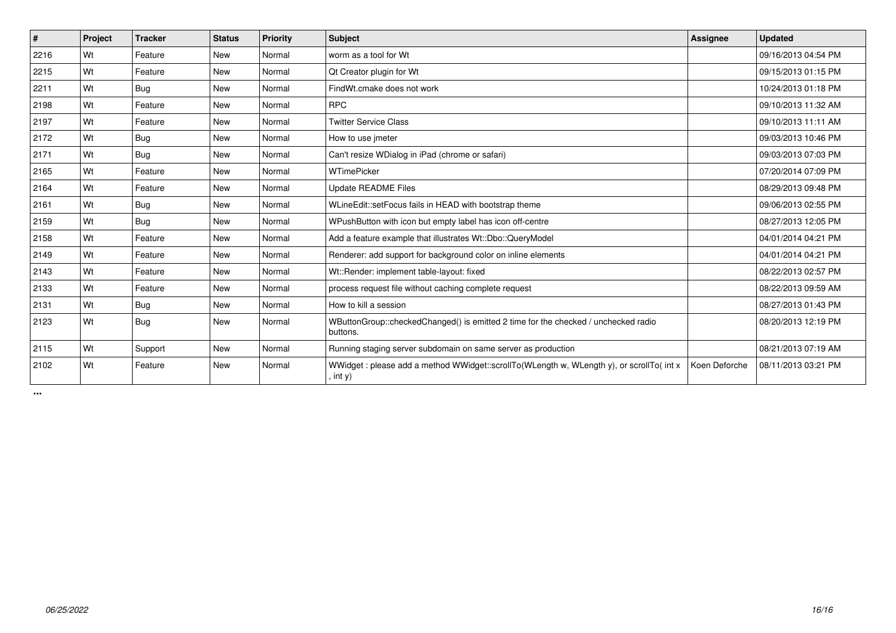| # | Project | Tracker | Status | Priority | Subject | Assignee | Updated |
| --- | --- | --- | --- | --- | --- | --- | --- |
| 2216 | Wt | Feature | New | Normal | worm as a tool for Wt | | 09/16/2013 04:54 PM |
| 2215 | Wt | Feature | New | Normal | Qt Creator plugin for Wt | | 09/15/2013 01:15 PM |
| 2211 | Wt | Bug | New | Normal | FindWt.cmake does not work | | 10/24/2013 01:18 PM |
| 2198 | Wt | Feature | New | Normal | RPC | | 09/10/2013 11:32 AM |
| 2197 | Wt | Feature | New | Normal | Twitter Service Class | | 09/10/2013 11:11 AM |
| 2172 | Wt | Bug | New | Normal | How to use jmeter | | 09/03/2013 10:46 PM |
| 2171 | Wt | Bug | New | Normal | Can't resize WDialog in iPad (chrome or safari) | | 09/03/2013 07:03 PM |
| 2165 | Wt | Feature | New | Normal | WTimePicker | | 07/20/2014 07:09 PM |
| 2164 | Wt | Feature | New | Normal | Update README Files | | 08/29/2013 09:48 PM |
| 2161 | Wt | Bug | New | Normal | WLineEdit::setFocus fails in HEAD with bootstrap theme | | 09/06/2013 02:55 PM |
| 2159 | Wt | Bug | New | Normal | WPushButton with icon but empty label has icon off-centre | | 08/27/2013 12:05 PM |
| 2158 | Wt | Feature | New | Normal | Add a feature example that illustrates Wt::Dbo::QueryModel | | 04/01/2014 04:21 PM |
| 2149 | Wt | Feature | New | Normal | Renderer: add support for background color on inline elements | | 04/01/2014 04:21 PM |
| 2143 | Wt | Feature | New | Normal | Wt::Render: implement table-layout: fixed | | 08/22/2013 02:57 PM |
| 2133 | Wt | Feature | New | Normal | process request file without caching complete request | | 08/22/2013 09:59 AM |
| 2131 | Wt | Bug | New | Normal | How to kill a session | | 08/27/2013 01:43 PM |
| 2123 | Wt | Bug | New | Normal | WButtonGroup::checkedChanged() is emitted 2 time for the checked / unchecked radio buttons. | | 08/20/2013 12:19 PM |
| 2115 | Wt | Support | New | Normal | Running staging server subdomain on same server as production | | 08/21/2013 07:19 AM |
| 2102 | Wt | Feature | New | Normal | WWidget : please add a method WWidget::scrollTo(WLength w, WLength y), or scrollTo( int x , int y) | Koen Deforche | 08/11/2013 03:21 PM |

...